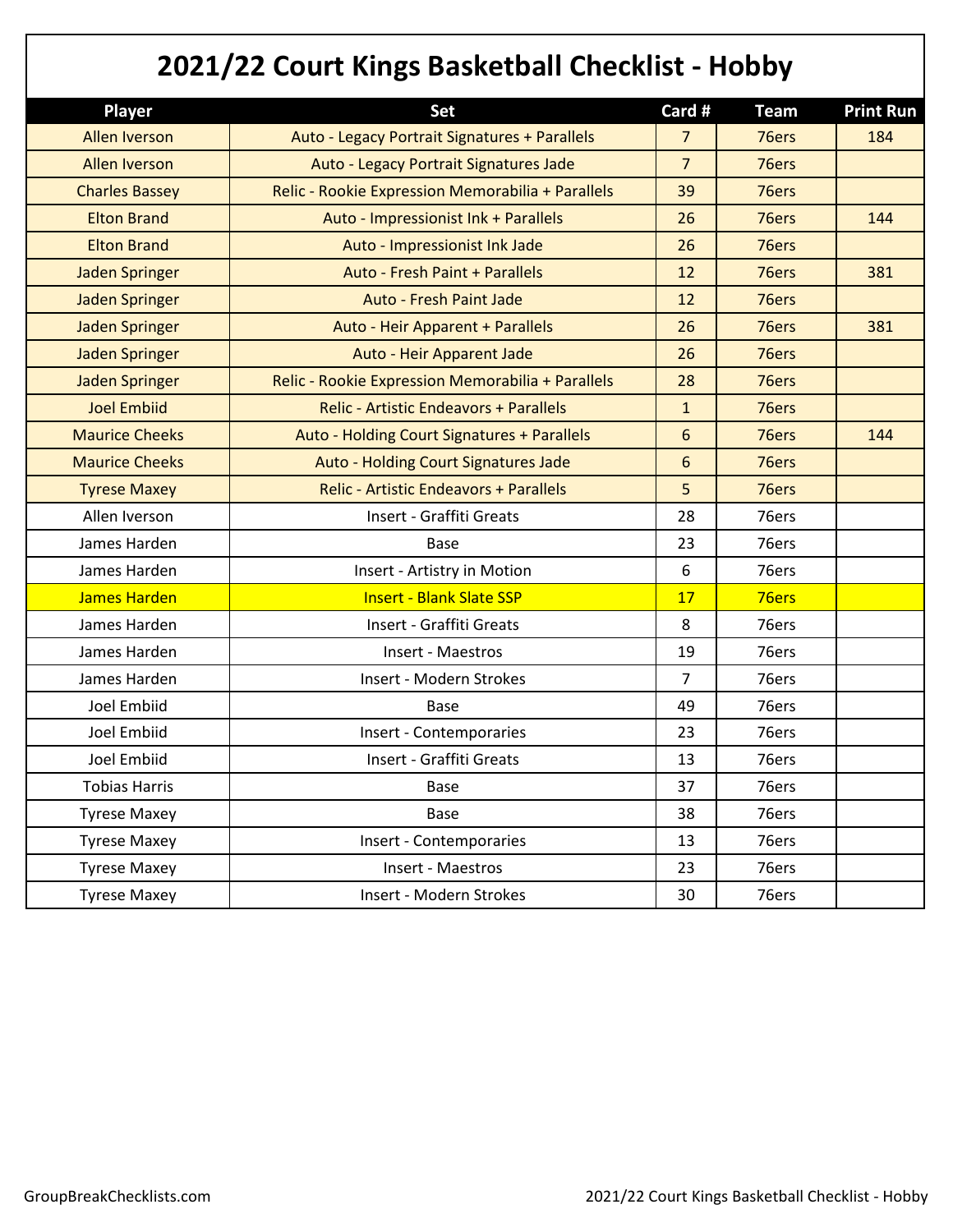# 2021/22 Court Kings Basketball Checklist - Hobby

| Player | Set | Card # | Team | Print Run |
|---|---|---|---|---|
| Allen Iverson | Auto - Legacy Portrait Signatures + Parallels | 7 | 76ers | 184 |
| Allen Iverson | Auto - Legacy Portrait Signatures Jade | 7 | 76ers | |
| Charles Bassey | Relic - Rookie Expression Memorabilia + Parallels | 39 | 76ers | |
| Elton Brand | Auto - Impressionist Ink + Parallels | 26 | 76ers | 144 |
| Elton Brand | Auto - Impressionist Ink Jade | 26 | 76ers | |
| Jaden Springer | Auto - Fresh Paint + Parallels | 12 | 76ers | 381 |
| Jaden Springer | Auto - Fresh Paint Jade | 12 | 76ers | |
| Jaden Springer | Auto - Heir Apparent + Parallels | 26 | 76ers | 381 |
| Jaden Springer | Auto - Heir Apparent Jade | 26 | 76ers | |
| Jaden Springer | Relic - Rookie Expression Memorabilia + Parallels | 28 | 76ers | |
| Joel Embiid | Relic - Artistic Endeavors + Parallels | 1 | 76ers | |
| Maurice Cheeks | Auto - Holding Court Signatures + Parallels | 6 | 76ers | 144 |
| Maurice Cheeks | Auto - Holding Court Signatures Jade | 6 | 76ers | |
| Tyrese Maxey | Relic - Artistic Endeavors + Parallels | 5 | 76ers | |
| Allen Iverson | Insert - Graffiti Greats | 28 | 76ers | |
| James Harden | Base | 23 | 76ers | |
| James Harden | Insert - Artistry in Motion | 6 | 76ers | |
| James Harden | Insert - Blank Slate SSP | 17 | 76ers | |
| James Harden | Insert - Graffiti Greats | 8 | 76ers | |
| James Harden | Insert - Maestros | 19 | 76ers | |
| James Harden | Insert - Modern Strokes | 7 | 76ers | |
| Joel Embiid | Base | 49 | 76ers | |
| Joel Embiid | Insert - Contemporaries | 23 | 76ers | |
| Joel Embiid | Insert - Graffiti Greats | 13 | 76ers | |
| Tobias Harris | Base | 37 | 76ers | |
| Tyrese Maxey | Base | 38 | 76ers | |
| Tyrese Maxey | Insert - Contemporaries | 13 | 76ers | |
| Tyrese Maxey | Insert - Maestros | 23 | 76ers | |
| Tyrese Maxey | Insert - Modern Strokes | 30 | 76ers | |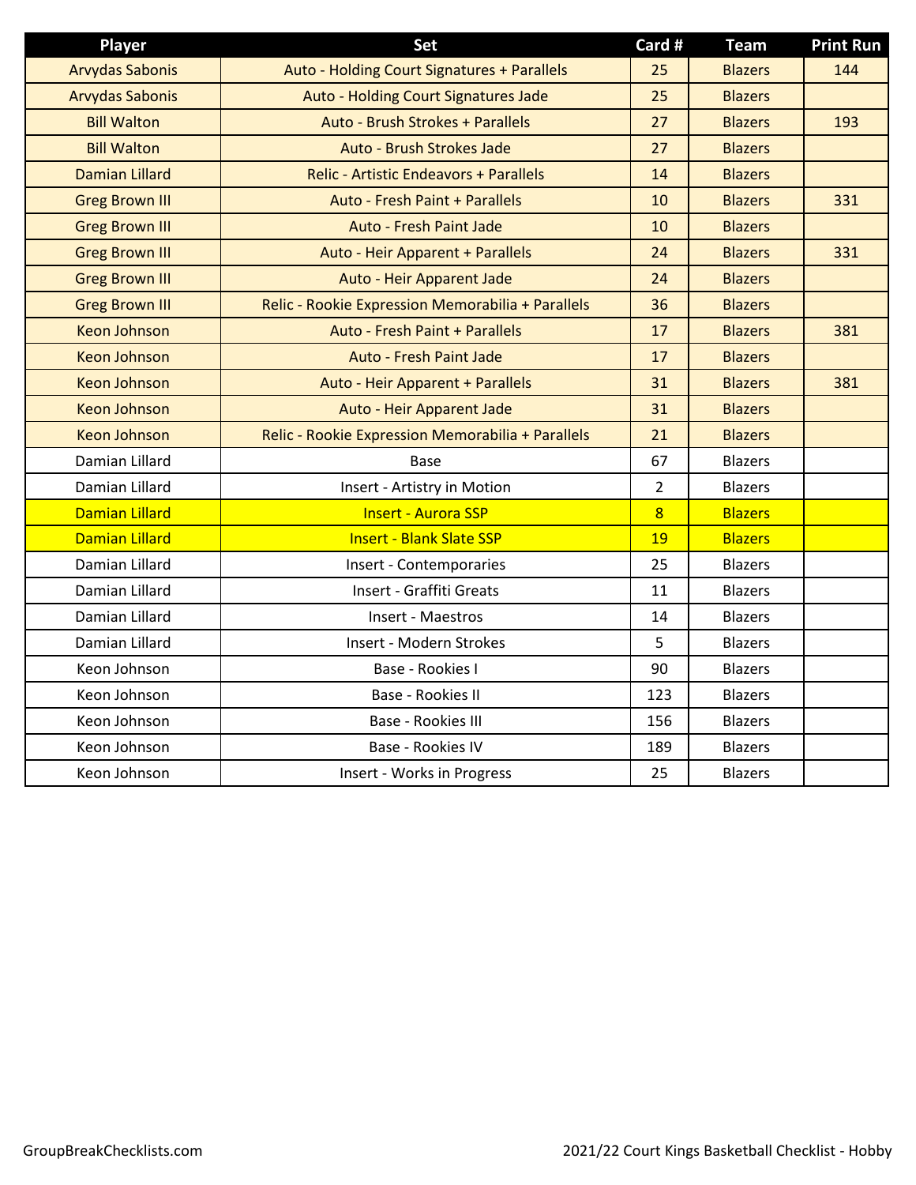| Player | Set | Card # | Team | Print Run |
| --- | --- | --- | --- | --- |
| Arvydas Sabonis | Auto - Holding Court Signatures + Parallels | 25 | Blazers | 144 |
| Arvydas Sabonis | Auto - Holding Court Signatures Jade | 25 | Blazers | |
| Bill Walton | Auto - Brush Strokes + Parallels | 27 | Blazers | 193 |
| Bill Walton | Auto - Brush Strokes Jade | 27 | Blazers | |
| Damian Lillard | Relic - Artistic Endeavors + Parallels | 14 | Blazers | |
| Greg Brown III | Auto - Fresh Paint + Parallels | 10 | Blazers | 331 |
| Greg Brown III | Auto - Fresh Paint Jade | 10 | Blazers | |
| Greg Brown III | Auto - Heir Apparent + Parallels | 24 | Blazers | 331 |
| Greg Brown III | Auto - Heir Apparent Jade | 24 | Blazers | |
| Greg Brown III | Relic - Rookie Expression Memorabilia + Parallels | 36 | Blazers | |
| Keon Johnson | Auto - Fresh Paint + Parallels | 17 | Blazers | 381 |
| Keon Johnson | Auto - Fresh Paint Jade | 17 | Blazers | |
| Keon Johnson | Auto - Heir Apparent + Parallels | 31 | Blazers | 381 |
| Keon Johnson | Auto - Heir Apparent Jade | 31 | Blazers | |
| Keon Johnson | Relic - Rookie Expression Memorabilia + Parallels | 21 | Blazers | |
| Damian Lillard | Base | 67 | Blazers | |
| Damian Lillard | Insert - Artistry in Motion | 2 | Blazers | |
| Damian Lillard | Insert - Aurora SSP | 8 | Blazers | |
| Damian Lillard | Insert - Blank Slate SSP | 19 | Blazers | |
| Damian Lillard | Insert - Contemporaries | 25 | Blazers | |
| Damian Lillard | Insert - Graffiti Greats | 11 | Blazers | |
| Damian Lillard | Insert - Maestros | 14 | Blazers | |
| Damian Lillard | Insert - Modern Strokes | 5 | Blazers | |
| Keon Johnson | Base - Rookies I | 90 | Blazers | |
| Keon Johnson | Base - Rookies II | 123 | Blazers | |
| Keon Johnson | Base - Rookies III | 156 | Blazers | |
| Keon Johnson | Base - Rookies IV | 189 | Blazers | |
| Keon Johnson | Insert - Works in Progress | 25 | Blazers | |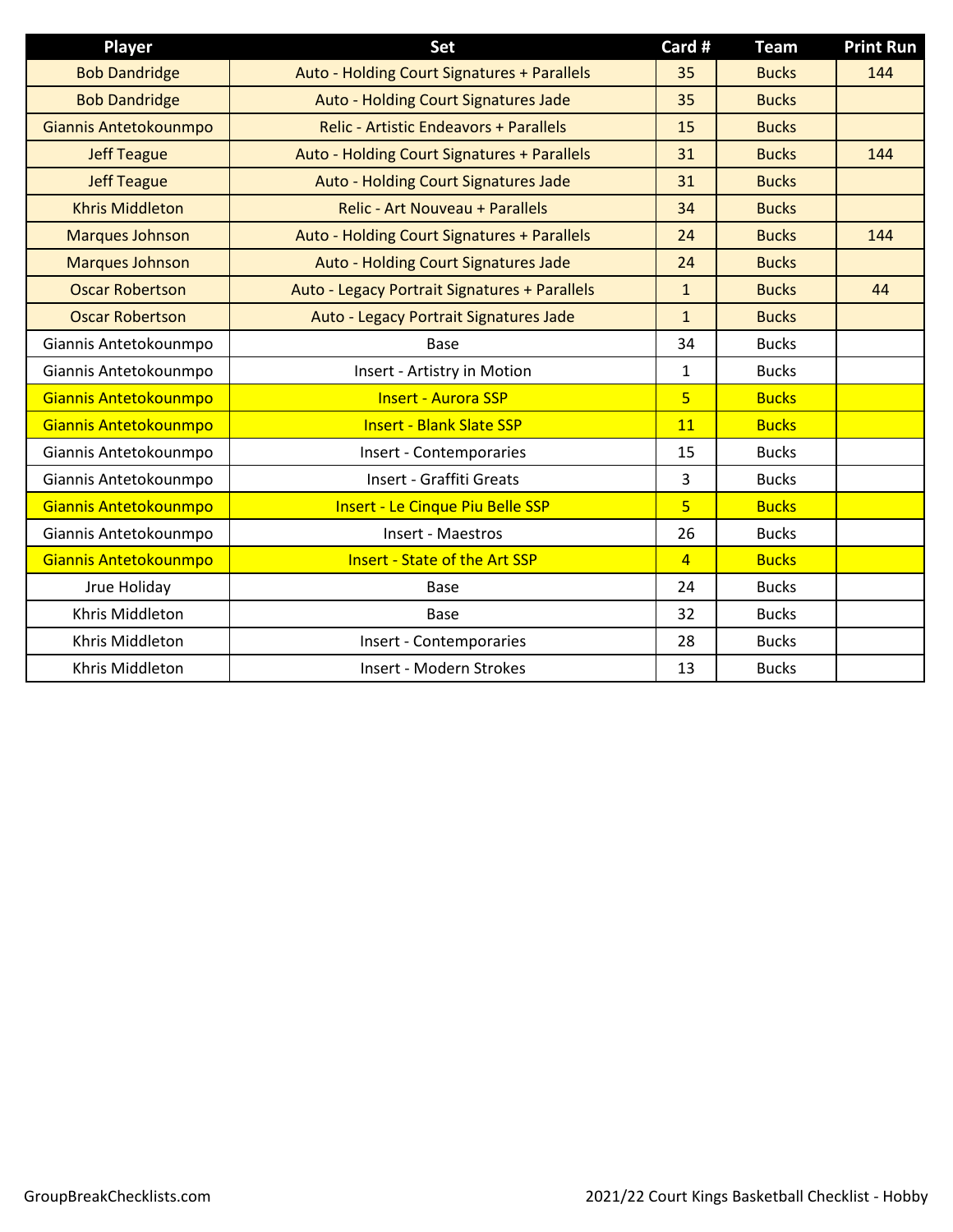| Player | Set | Card # | Team | Print Run |
| --- | --- | --- | --- | --- |
| Bob Dandridge | Auto - Holding Court Signatures + Parallels | 35 | Bucks | 144 |
| Bob Dandridge | Auto - Holding Court Signatures Jade | 35 | Bucks | |
| Giannis Antetokounmpo | Relic - Artistic Endeavors + Parallels | 15 | Bucks | |
| Jeff Teague | Auto - Holding Court Signatures + Parallels | 31 | Bucks | 144 |
| Jeff Teague | Auto - Holding Court Signatures Jade | 31 | Bucks | |
| Khris Middleton | Relic - Art Nouveau + Parallels | 34 | Bucks | |
| Marques Johnson | Auto - Holding Court Signatures + Parallels | 24 | Bucks | 144 |
| Marques Johnson | Auto - Holding Court Signatures Jade | 24 | Bucks | |
| Oscar Robertson | Auto - Legacy Portrait Signatures + Parallels | 1 | Bucks | 44 |
| Oscar Robertson | Auto - Legacy Portrait Signatures Jade | 1 | Bucks | |
| Giannis Antetokounmpo | Base | 34 | Bucks | |
| Giannis Antetokounmpo | Insert - Artistry in Motion | 1 | Bucks | |
| Giannis Antetokounmpo | Insert - Aurora SSP | 5 | Bucks | |
| Giannis Antetokounmpo | Insert - Blank Slate SSP | 11 | Bucks | |
| Giannis Antetokounmpo | Insert - Contemporaries | 15 | Bucks | |
| Giannis Antetokounmpo | Insert - Graffiti Greats | 3 | Bucks | |
| Giannis Antetokounmpo | Insert - Le Cinque Piu Belle SSP | 5 | Bucks | |
| Giannis Antetokounmpo | Insert - Maestros | 26 | Bucks | |
| Giannis Antetokounmpo | Insert - State of the Art SSP | 4 | Bucks | |
| Jrue Holiday | Base | 24 | Bucks | |
| Khris Middleton | Base | 32 | Bucks | |
| Khris Middleton | Insert - Contemporaries | 28 | Bucks | |
| Khris Middleton | Insert - Modern Strokes | 13 | Bucks | |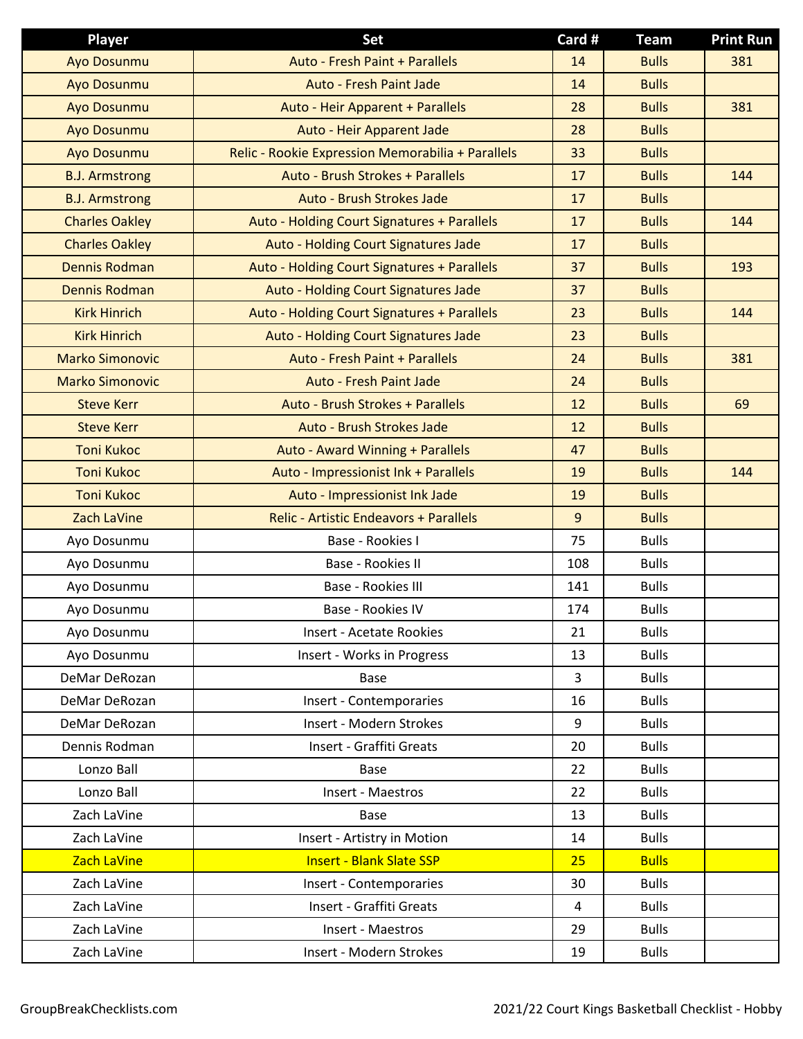| Player | Set | Card # | Team | Print Run |
| --- | --- | --- | --- | --- |
| Ayo Dosunmu | Auto - Fresh Paint + Parallels | 14 | Bulls | 381 |
| Ayo Dosunmu | Auto - Fresh Paint Jade | 14 | Bulls | |
| Ayo Dosunmu | Auto - Heir Apparent + Parallels | 28 | Bulls | 381 |
| Ayo Dosunmu | Auto - Heir Apparent Jade | 28 | Bulls | |
| Ayo Dosunmu | Relic - Rookie Expression Memorabilia + Parallels | 33 | Bulls | |
| B.J. Armstrong | Auto - Brush Strokes + Parallels | 17 | Bulls | 144 |
| B.J. Armstrong | Auto - Brush Strokes Jade | 17 | Bulls | |
| Charles Oakley | Auto - Holding Court Signatures + Parallels | 17 | Bulls | 144 |
| Charles Oakley | Auto - Holding Court Signatures Jade | 17 | Bulls | |
| Dennis Rodman | Auto - Holding Court Signatures + Parallels | 37 | Bulls | 193 |
| Dennis Rodman | Auto - Holding Court Signatures Jade | 37 | Bulls | |
| Kirk Hinrich | Auto - Holding Court Signatures + Parallels | 23 | Bulls | 144 |
| Kirk Hinrich | Auto - Holding Court Signatures Jade | 23 | Bulls | |
| Marko Simonovic | Auto - Fresh Paint + Parallels | 24 | Bulls | 381 |
| Marko Simonovic | Auto - Fresh Paint Jade | 24 | Bulls | |
| Steve Kerr | Auto - Brush Strokes + Parallels | 12 | Bulls | 69 |
| Steve Kerr | Auto - Brush Strokes Jade | 12 | Bulls | |
| Toni Kukoc | Auto - Award Winning + Parallels | 47 | Bulls | |
| Toni Kukoc | Auto - Impressionist Ink + Parallels | 19 | Bulls | 144 |
| Toni Kukoc | Auto - Impressionist Ink Jade | 19 | Bulls | |
| Zach LaVine | Relic - Artistic Endeavors + Parallels | 9 | Bulls | |
| Ayo Dosunmu | Base - Rookies I | 75 | Bulls | |
| Ayo Dosunmu | Base - Rookies II | 108 | Bulls | |
| Ayo Dosunmu | Base - Rookies III | 141 | Bulls | |
| Ayo Dosunmu | Base - Rookies IV | 174 | Bulls | |
| Ayo Dosunmu | Insert - Acetate Rookies | 21 | Bulls | |
| Ayo Dosunmu | Insert - Works in Progress | 13 | Bulls | |
| DeMar DeRozan | Base | 3 | Bulls | |
| DeMar DeRozan | Insert - Contemporaries | 16 | Bulls | |
| DeMar DeRozan | Insert - Modern Strokes | 9 | Bulls | |
| Dennis Rodman | Insert - Graffiti Greats | 20 | Bulls | |
| Lonzo Ball | Base | 22 | Bulls | |
| Lonzo Ball | Insert - Maestros | 22 | Bulls | |
| Zach LaVine | Base | 13 | Bulls | |
| Zach LaVine | Insert - Artistry in Motion | 14 | Bulls | |
| Zach LaVine | Insert - Blank Slate SSP | 25 | Bulls | |
| Zach LaVine | Insert - Contemporaries | 30 | Bulls | |
| Zach LaVine | Insert - Graffiti Greats | 4 | Bulls | |
| Zach LaVine | Insert - Maestros | 29 | Bulls | |
| Zach LaVine | Insert - Modern Strokes | 19 | Bulls | |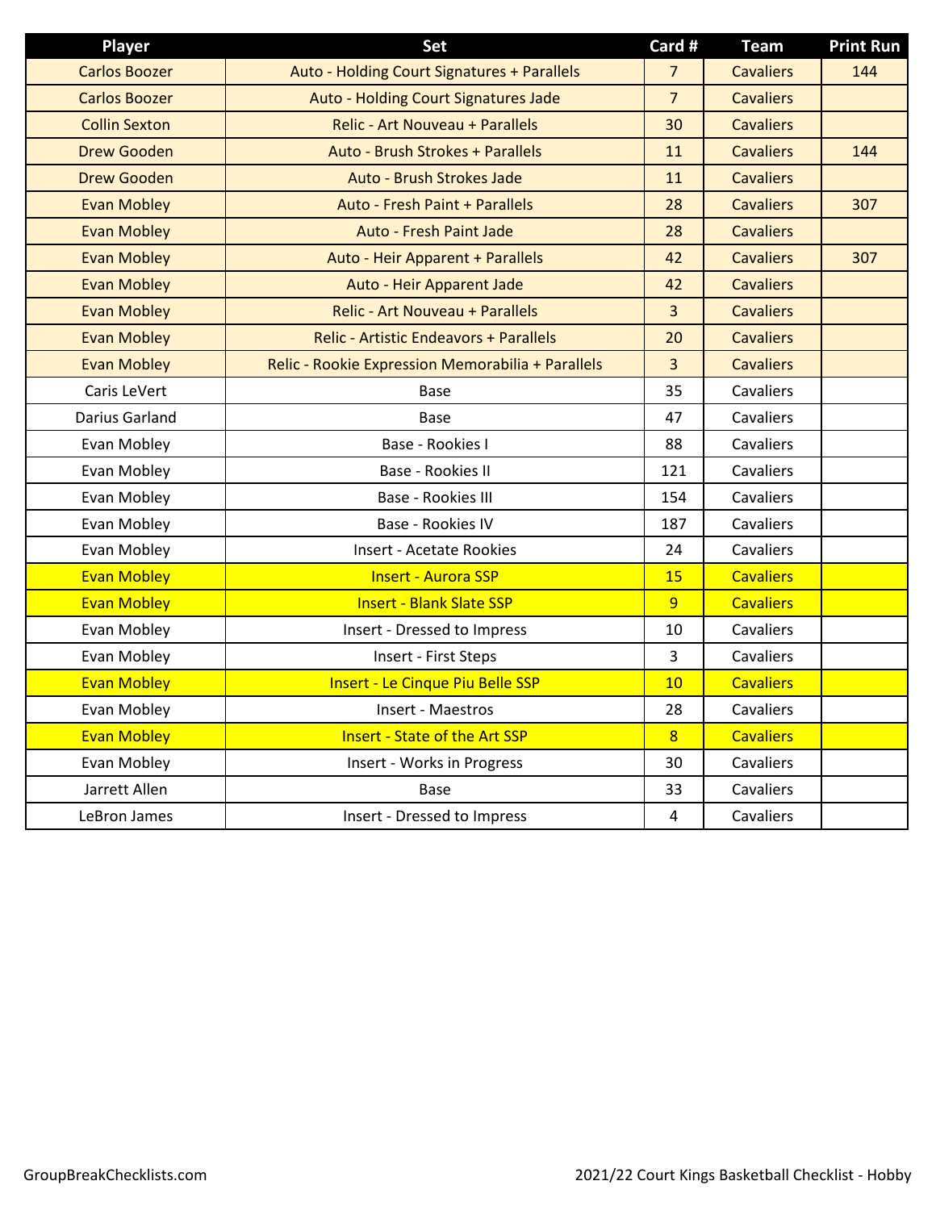| Player | Set | Card # | Team | Print Run |
|---|---|---|---|---|
| Carlos Boozer | Auto - Holding Court Signatures + Parallels | 7 | Cavaliers | 144 |
| Carlos Boozer | Auto - Holding Court Signatures Jade | 7 | Cavaliers | |
| Collin Sexton | Relic - Art Nouveau + Parallels | 30 | Cavaliers | |
| Drew Gooden | Auto - Brush Strokes + Parallels | 11 | Cavaliers | 144 |
| Drew Gooden | Auto - Brush Strokes Jade | 11 | Cavaliers | |
| Evan Mobley | Auto - Fresh Paint + Parallels | 28 | Cavaliers | 307 |
| Evan Mobley | Auto - Fresh Paint Jade | 28 | Cavaliers | |
| Evan Mobley | Auto - Heir Apparent + Parallels | 42 | Cavaliers | 307 |
| Evan Mobley | Auto - Heir Apparent Jade | 42 | Cavaliers | |
| Evan Mobley | Relic - Art Nouveau + Parallels | 3 | Cavaliers | |
| Evan Mobley | Relic - Artistic Endeavors + Parallels | 20 | Cavaliers | |
| Evan Mobley | Relic - Rookie Expression Memorabilia + Parallels | 3 | Cavaliers | |
| Caris LeVert | Base | 35 | Cavaliers | |
| Darius Garland | Base | 47 | Cavaliers | |
| Evan Mobley | Base - Rookies I | 88 | Cavaliers | |
| Evan Mobley | Base - Rookies II | 121 | Cavaliers | |
| Evan Mobley | Base - Rookies III | 154 | Cavaliers | |
| Evan Mobley | Base - Rookies IV | 187 | Cavaliers | |
| Evan Mobley | Insert - Acetate Rookies | 24 | Cavaliers | |
| Evan Mobley | Insert - Aurora SSP | 15 | Cavaliers | |
| Evan Mobley | Insert - Blank Slate SSP | 9 | Cavaliers | |
| Evan Mobley | Insert - Dressed to Impress | 10 | Cavaliers | |
| Evan Mobley | Insert - First Steps | 3 | Cavaliers | |
| Evan Mobley | Insert - Le Cinque Piu Belle SSP | 10 | Cavaliers | |
| Evan Mobley | Insert - Maestros | 28 | Cavaliers | |
| Evan Mobley | Insert - State of the Art SSP | 8 | Cavaliers | |
| Evan Mobley | Insert - Works in Progress | 30 | Cavaliers | |
| Jarrett Allen | Base | 33 | Cavaliers | |
| LeBron James | Insert - Dressed to Impress | 4 | Cavaliers | |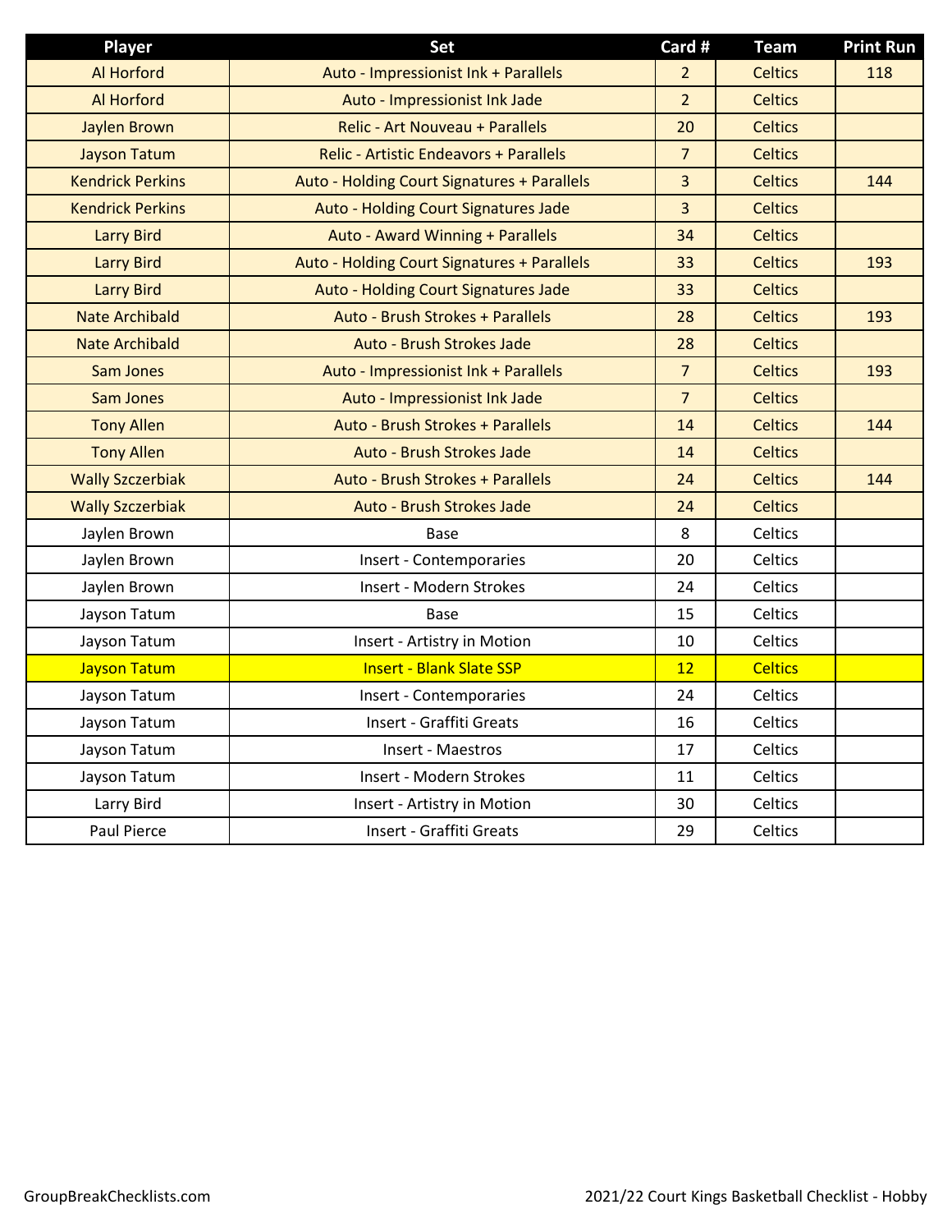| Player | Set | Card # | Team | Print Run |
|---|---|---|---|---|
| Al Horford | Auto - Impressionist Ink + Parallels | 2 | Celtics | 118 |
| Al Horford | Auto - Impressionist Ink Jade | 2 | Celtics | |
| Jaylen Brown | Relic - Art Nouveau + Parallels | 20 | Celtics | |
| Jayson Tatum | Relic - Artistic Endeavors + Parallels | 7 | Celtics | |
| Kendrick Perkins | Auto - Holding Court Signatures + Parallels | 3 | Celtics | 144 |
| Kendrick Perkins | Auto - Holding Court Signatures Jade | 3 | Celtics | |
| Larry Bird | Auto - Award Winning + Parallels | 34 | Celtics | |
| Larry Bird | Auto - Holding Court Signatures + Parallels | 33 | Celtics | 193 |
| Larry Bird | Auto - Holding Court Signatures Jade | 33 | Celtics | |
| Nate Archibald | Auto - Brush Strokes + Parallels | 28 | Celtics | 193 |
| Nate Archibald | Auto - Brush Strokes Jade | 28 | Celtics | |
| Sam Jones | Auto - Impressionist Ink + Parallels | 7 | Celtics | 193 |
| Sam Jones | Auto - Impressionist Ink Jade | 7 | Celtics | |
| Tony Allen | Auto - Brush Strokes + Parallels | 14 | Celtics | 144 |
| Tony Allen | Auto - Brush Strokes Jade | 14 | Celtics | |
| Wally Szczerbiak | Auto - Brush Strokes + Parallels | 24 | Celtics | 144 |
| Wally Szczerbiak | Auto - Brush Strokes Jade | 24 | Celtics | |
| Jaylen Brown | Base | 8 | Celtics | |
| Jaylen Brown | Insert - Contemporaries | 20 | Celtics | |
| Jaylen Brown | Insert - Modern Strokes | 24 | Celtics | |
| Jayson Tatum | Base | 15 | Celtics | |
| Jayson Tatum | Insert - Artistry in Motion | 10 | Celtics | |
| Jayson Tatum | Insert - Blank Slate SSP | 12 | Celtics | |
| Jayson Tatum | Insert - Contemporaries | 24 | Celtics | |
| Jayson Tatum | Insert - Graffiti Greats | 16 | Celtics | |
| Jayson Tatum | Insert - Maestros | 17 | Celtics | |
| Jayson Tatum | Insert - Modern Strokes | 11 | Celtics | |
| Larry Bird | Insert - Artistry in Motion | 30 | Celtics | |
| Paul Pierce | Insert - Graffiti Greats | 29 | Celtics | |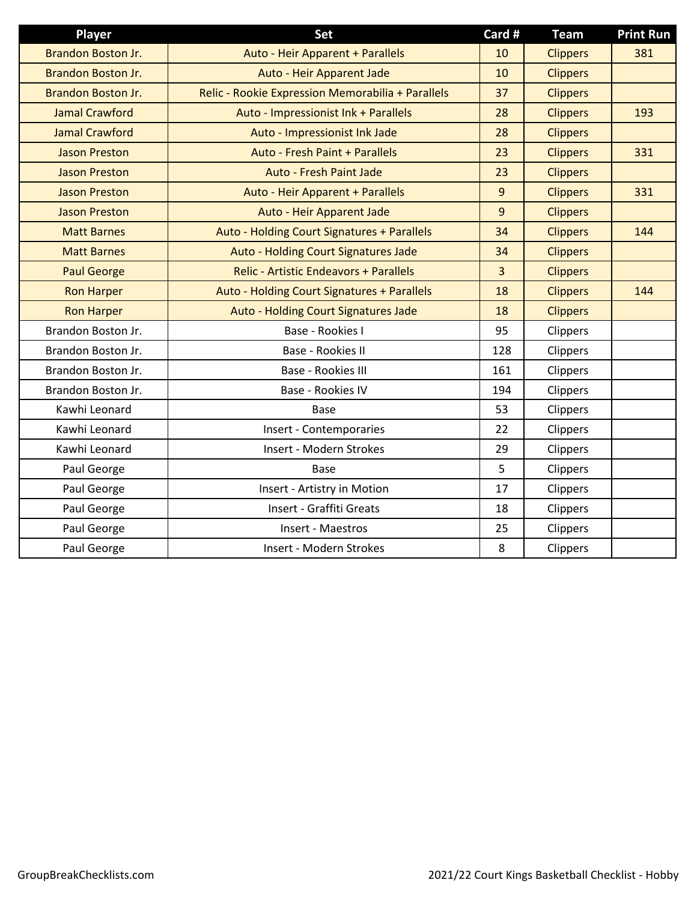| Player | Set | Card # | Team | Print Run |
|---|---|---|---|---|
| Brandon Boston Jr. | Auto - Heir Apparent + Parallels | 10 | Clippers | 381 |
| Brandon Boston Jr. | Auto - Heir Apparent Jade | 10 | Clippers | |
| Brandon Boston Jr. | Relic - Rookie Expression Memorabilia + Parallels | 37 | Clippers | |
| Jamal Crawford | Auto - Impressionist Ink + Parallels | 28 | Clippers | 193 |
| Jamal Crawford | Auto - Impressionist Ink Jade | 28 | Clippers | |
| Jason Preston | Auto - Fresh Paint + Parallels | 23 | Clippers | 331 |
| Jason Preston | Auto - Fresh Paint Jade | 23 | Clippers | |
| Jason Preston | Auto - Heir Apparent + Parallels | 9 | Clippers | 331 |
| Jason Preston | Auto - Heir Apparent Jade | 9 | Clippers | |
| Matt Barnes | Auto - Holding Court Signatures + Parallels | 34 | Clippers | 144 |
| Matt Barnes | Auto - Holding Court Signatures Jade | 34 | Clippers | |
| Paul George | Relic - Artistic Endeavors + Parallels | 3 | Clippers | |
| Ron Harper | Auto - Holding Court Signatures + Parallels | 18 | Clippers | 144 |
| Ron Harper | Auto - Holding Court Signatures Jade | 18 | Clippers | |
| Brandon Boston Jr. | Base - Rookies I | 95 | Clippers | |
| Brandon Boston Jr. | Base - Rookies II | 128 | Clippers | |
| Brandon Boston Jr. | Base - Rookies III | 161 | Clippers | |
| Brandon Boston Jr. | Base - Rookies IV | 194 | Clippers | |
| Kawhi Leonard | Base | 53 | Clippers | |
| Kawhi Leonard | Insert - Contemporaries | 22 | Clippers | |
| Kawhi Leonard | Insert - Modern Strokes | 29 | Clippers | |
| Paul George | Base | 5 | Clippers | |
| Paul George | Insert - Artistry in Motion | 17 | Clippers | |
| Paul George | Insert - Graffiti Greats | 18 | Clippers | |
| Paul George | Insert - Maestros | 25 | Clippers | |
| Paul George | Insert - Modern Strokes | 8 | Clippers | |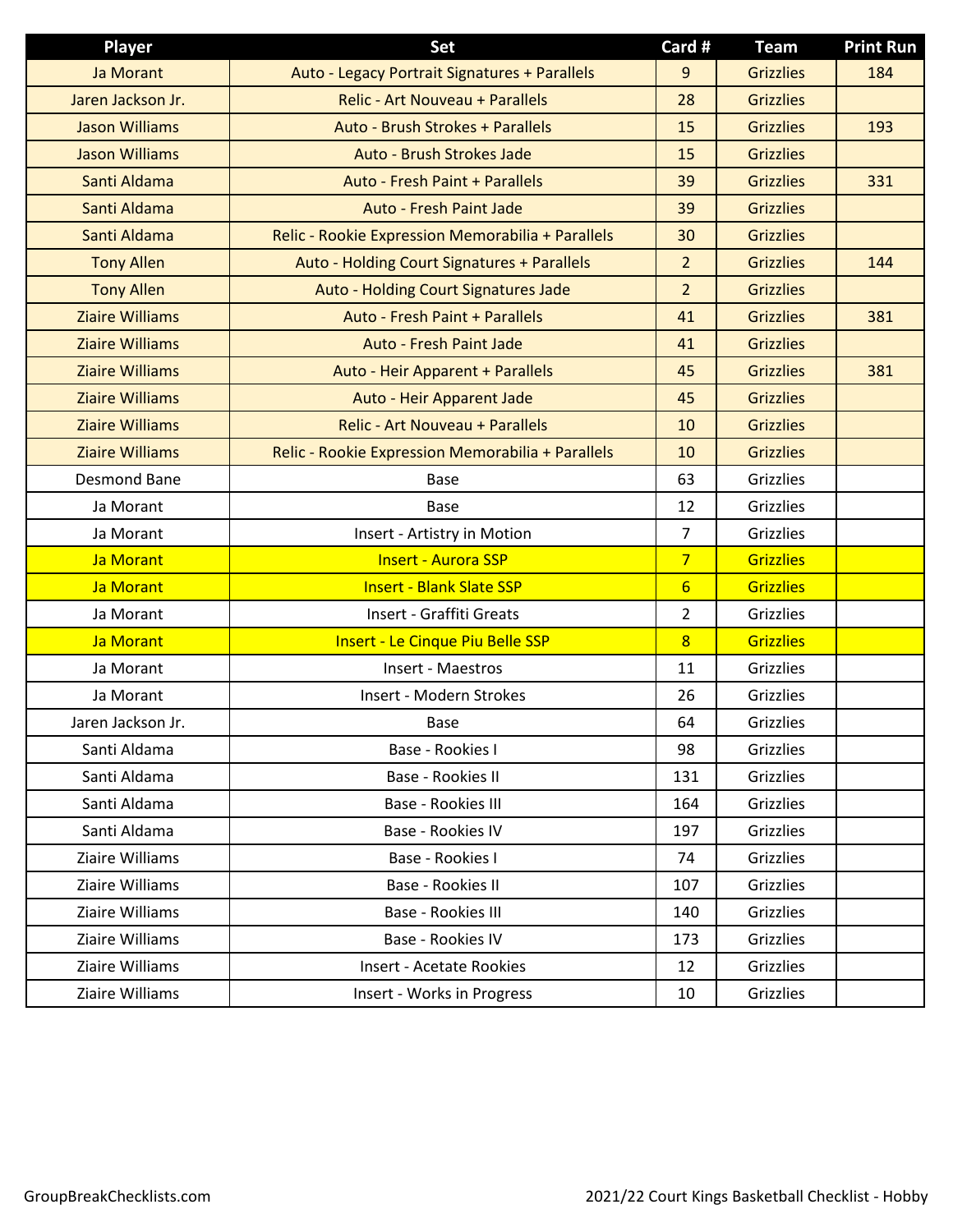| Player | Set | Card # | Team | Print Run |
|---|---|---|---|---|
| Ja Morant | Auto - Legacy Portrait Signatures + Parallels | 9 | Grizzlies | 184 |
| Jaren Jackson Jr. | Relic - Art Nouveau + Parallels | 28 | Grizzlies | |
| Jason Williams | Auto - Brush Strokes + Parallels | 15 | Grizzlies | 193 |
| Jason Williams | Auto - Brush Strokes Jade | 15 | Grizzlies | |
| Santi Aldama | Auto - Fresh Paint + Parallels | 39 | Grizzlies | 331 |
| Santi Aldama | Auto - Fresh Paint Jade | 39 | Grizzlies | |
| Santi Aldama | Relic - Rookie Expression Memorabilia + Parallels | 30 | Grizzlies | |
| Tony Allen | Auto - Holding Court Signatures + Parallels | 2 | Grizzlies | 144 |
| Tony Allen | Auto - Holding Court Signatures Jade | 2 | Grizzlies | |
| Ziaire Williams | Auto - Fresh Paint + Parallels | 41 | Grizzlies | 381 |
| Ziaire Williams | Auto - Fresh Paint Jade | 41 | Grizzlies | |
| Ziaire Williams | Auto - Heir Apparent + Parallels | 45 | Grizzlies | 381 |
| Ziaire Williams | Auto - Heir Apparent Jade | 45 | Grizzlies | |
| Ziaire Williams | Relic - Art Nouveau + Parallels | 10 | Grizzlies | |
| Ziaire Williams | Relic - Rookie Expression Memorabilia + Parallels | 10 | Grizzlies | |
| Desmond Bane | Base | 63 | Grizzlies | |
| Ja Morant | Base | 12 | Grizzlies | |
| Ja Morant | Insert - Artistry in Motion | 7 | Grizzlies | |
| Ja Morant | Insert - Aurora SSP | 7 | Grizzlies | |
| Ja Morant | Insert - Blank Slate SSP | 6 | Grizzlies | |
| Ja Morant | Insert - Graffiti Greats | 2 | Grizzlies | |
| Ja Morant | Insert - Le Cinque Piu Belle SSP | 8 | Grizzlies | |
| Ja Morant | Insert - Maestros | 11 | Grizzlies | |
| Ja Morant | Insert - Modern Strokes | 26 | Grizzlies | |
| Jaren Jackson Jr. | Base | 64 | Grizzlies | |
| Santi Aldama | Base - Rookies I | 98 | Grizzlies | |
| Santi Aldama | Base - Rookies II | 131 | Grizzlies | |
| Santi Aldama | Base - Rookies III | 164 | Grizzlies | |
| Santi Aldama | Base - Rookies IV | 197 | Grizzlies | |
| Ziaire Williams | Base - Rookies I | 74 | Grizzlies | |
| Ziaire Williams | Base - Rookies II | 107 | Grizzlies | |
| Ziaire Williams | Base - Rookies III | 140 | Grizzlies | |
| Ziaire Williams | Base - Rookies IV | 173 | Grizzlies | |
| Ziaire Williams | Insert - Acetate Rookies | 12 | Grizzlies | |
| Ziaire Williams | Insert - Works in Progress | 10 | Grizzlies | |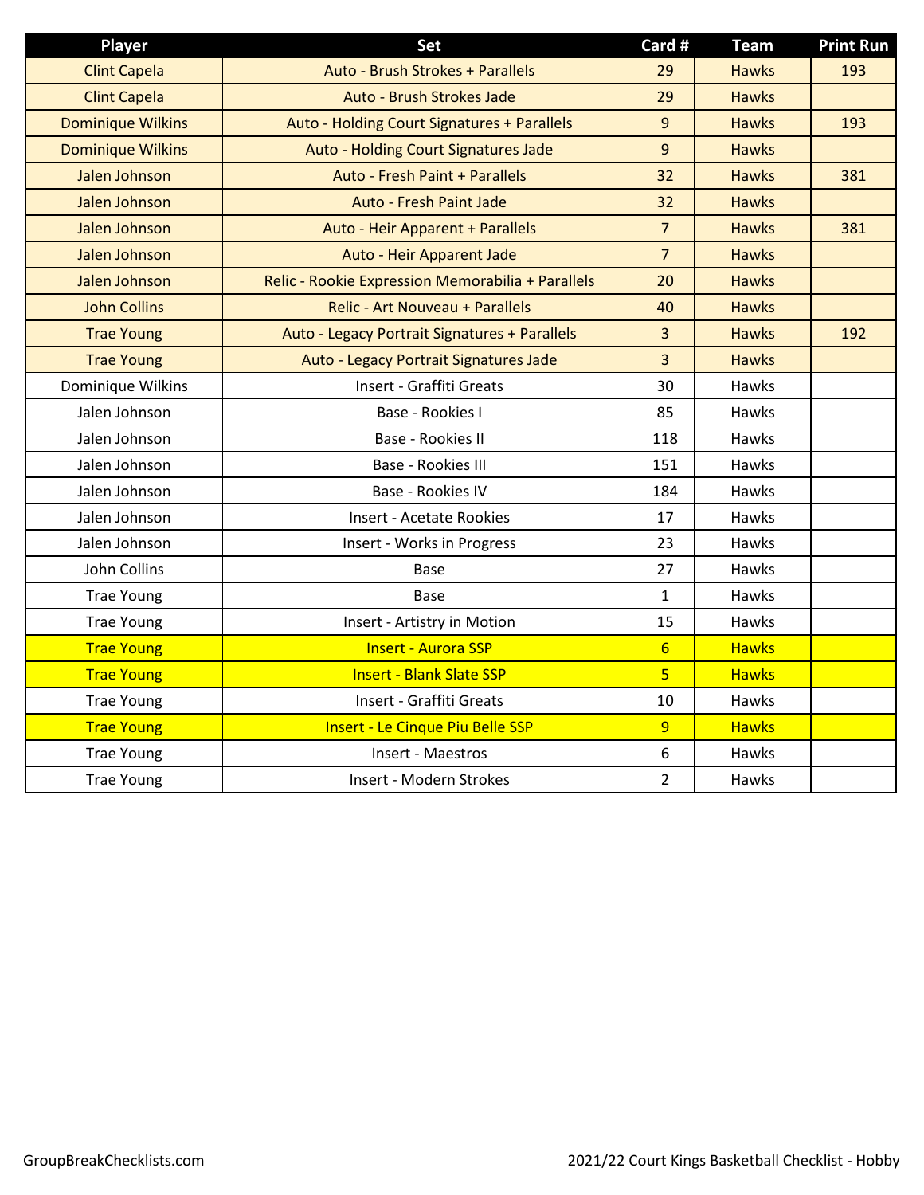| Player | Set | Card # | Team | Print Run |
|---|---|---|---|---|
| Clint Capela | Auto - Brush Strokes + Parallels | 29 | Hawks | 193 |
| Clint Capela | Auto - Brush Strokes Jade | 29 | Hawks | |
| Dominique Wilkins | Auto - Holding Court Signatures + Parallels | 9 | Hawks | 193 |
| Dominique Wilkins | Auto - Holding Court Signatures Jade | 9 | Hawks | |
| Jalen Johnson | Auto - Fresh Paint + Parallels | 32 | Hawks | 381 |
| Jalen Johnson | Auto - Fresh Paint Jade | 32 | Hawks | |
| Jalen Johnson | Auto - Heir Apparent + Parallels | 7 | Hawks | 381 |
| Jalen Johnson | Auto - Heir Apparent Jade | 7 | Hawks | |
| Jalen Johnson | Relic - Rookie Expression Memorabilia + Parallels | 20 | Hawks | |
| John Collins | Relic - Art Nouveau + Parallels | 40 | Hawks | |
| Trae Young | Auto - Legacy Portrait Signatures + Parallels | 3 | Hawks | 192 |
| Trae Young | Auto - Legacy Portrait Signatures Jade | 3 | Hawks | |
| Dominique Wilkins | Insert - Graffiti Greats | 30 | Hawks | |
| Jalen Johnson | Base - Rookies I | 85 | Hawks | |
| Jalen Johnson | Base - Rookies II | 118 | Hawks | |
| Jalen Johnson | Base - Rookies III | 151 | Hawks | |
| Jalen Johnson | Base - Rookies IV | 184 | Hawks | |
| Jalen Johnson | Insert - Acetate Rookies | 17 | Hawks | |
| Jalen Johnson | Insert - Works in Progress | 23 | Hawks | |
| John Collins | Base | 27 | Hawks | |
| Trae Young | Base | 1 | Hawks | |
| Trae Young | Insert - Artistry in Motion | 15 | Hawks | |
| Trae Young | Insert - Aurora SSP | 6 | Hawks | |
| Trae Young | Insert - Blank Slate SSP | 5 | Hawks | |
| Trae Young | Insert - Graffiti Greats | 10 | Hawks | |
| Trae Young | Insert - Le Cinque Piu Belle SSP | 9 | Hawks | |
| Trae Young | Insert - Maestros | 6 | Hawks | |
| Trae Young | Insert - Modern Strokes | 2 | Hawks | |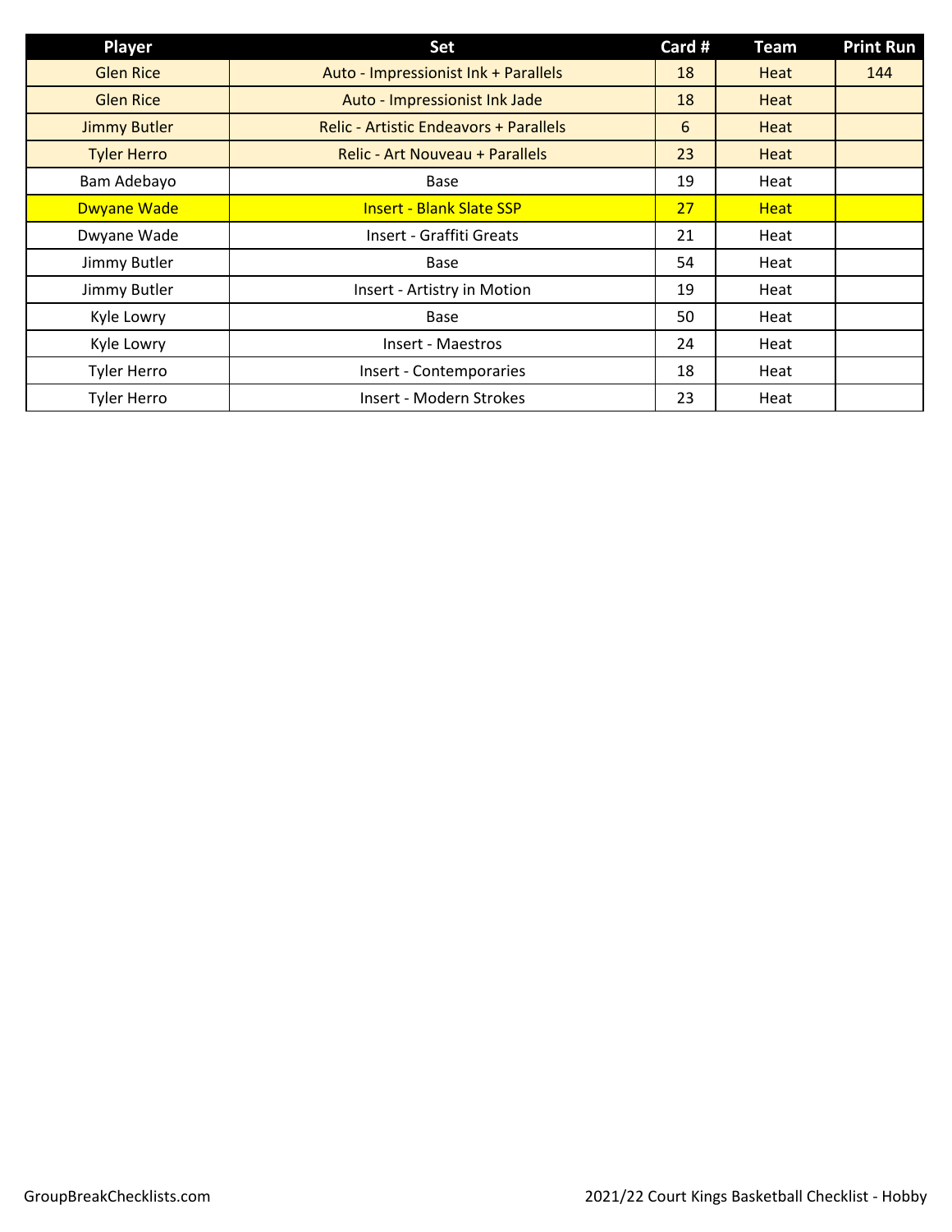| Player | Set | Card # | Team | Print Run |
|---|---|---|---|---|
| Glen Rice | Auto - Impressionist Ink + Parallels | 18 | Heat | 144 |
| Glen Rice | Auto - Impressionist Ink Jade | 18 | Heat | |
| Jimmy Butler | Relic - Artistic Endeavors + Parallels | 6 | Heat | |
| Tyler Herro | Relic - Art Nouveau + Parallels | 23 | Heat | |
| Bam Adebayo | Base | 19 | Heat | |
| Dwyane Wade | Insert - Blank Slate SSP | 27 | Heat | |
| Dwyane Wade | Insert - Graffiti Greats | 21 | Heat | |
| Jimmy Butler | Base | 54 | Heat | |
| Jimmy Butler | Insert - Artistry in Motion | 19 | Heat | |
| Kyle Lowry | Base | 50 | Heat | |
| Kyle Lowry | Insert - Maestros | 24 | Heat | |
| Tyler Herro | Insert - Contemporaries | 18 | Heat | |
| Tyler Herro | Insert - Modern Strokes | 23 | Heat | |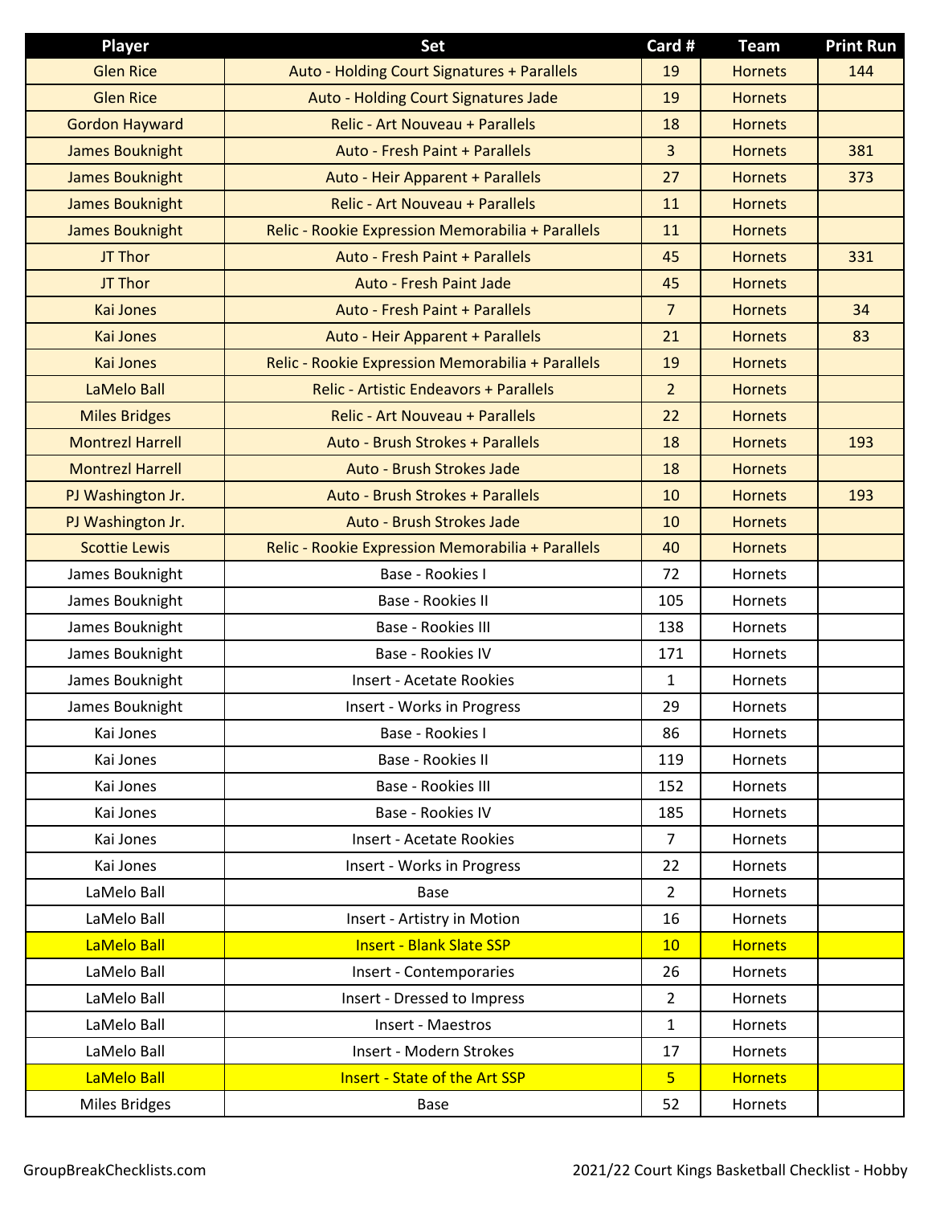| Player | Set | Card # | Team | Print Run |
|---|---|---|---|---|
| Glen Rice | Auto - Holding Court Signatures + Parallels | 19 | Hornets | 144 |
| Glen Rice | Auto - Holding Court Signatures Jade | 19 | Hornets | |
| Gordon Hayward | Relic - Art Nouveau + Parallels | 18 | Hornets | |
| James Bouknight | Auto - Fresh Paint + Parallels | 3 | Hornets | 381 |
| James Bouknight | Auto - Heir Apparent + Parallels | 27 | Hornets | 373 |
| James Bouknight | Relic - Art Nouveau + Parallels | 11 | Hornets | |
| James Bouknight | Relic - Rookie Expression Memorabilia + Parallels | 11 | Hornets | |
| JT Thor | Auto - Fresh Paint + Parallels | 45 | Hornets | 331 |
| JT Thor | Auto - Fresh Paint Jade | 45 | Hornets | |
| Kai Jones | Auto - Fresh Paint + Parallels | 7 | Hornets | 34 |
| Kai Jones | Auto - Heir Apparent + Parallels | 21 | Hornets | 83 |
| Kai Jones | Relic - Rookie Expression Memorabilia + Parallels | 19 | Hornets | |
| LaMelo Ball | Relic - Artistic Endeavors + Parallels | 2 | Hornets | |
| Miles Bridges | Relic - Art Nouveau + Parallels | 22 | Hornets | |
| Montrezl Harrell | Auto - Brush Strokes + Parallels | 18 | Hornets | 193 |
| Montrezl Harrell | Auto - Brush Strokes Jade | 18 | Hornets | |
| PJ Washington Jr. | Auto - Brush Strokes + Parallels | 10 | Hornets | 193 |
| PJ Washington Jr. | Auto - Brush Strokes Jade | 10 | Hornets | |
| Scottie Lewis | Relic - Rookie Expression Memorabilia + Parallels | 40 | Hornets | |
| James Bouknight | Base - Rookies I | 72 | Hornets | |
| James Bouknight | Base - Rookies II | 105 | Hornets | |
| James Bouknight | Base - Rookies III | 138 | Hornets | |
| James Bouknight | Base - Rookies IV | 171 | Hornets | |
| James Bouknight | Insert - Acetate Rookies | 1 | Hornets | |
| James Bouknight | Insert - Works in Progress | 29 | Hornets | |
| Kai Jones | Base - Rookies I | 86 | Hornets | |
| Kai Jones | Base - Rookies II | 119 | Hornets | |
| Kai Jones | Base - Rookies III | 152 | Hornets | |
| Kai Jones | Base - Rookies IV | 185 | Hornets | |
| Kai Jones | Insert - Acetate Rookies | 7 | Hornets | |
| Kai Jones | Insert - Works in Progress | 22 | Hornets | |
| LaMelo Ball | Base | 2 | Hornets | |
| LaMelo Ball | Insert - Artistry in Motion | 16 | Hornets | |
| LaMelo Ball | Insert - Blank Slate SSP | 10 | Hornets | |
| LaMelo Ball | Insert - Contemporaries | 26 | Hornets | |
| LaMelo Ball | Insert - Dressed to Impress | 2 | Hornets | |
| LaMelo Ball | Insert - Maestros | 1 | Hornets | |
| LaMelo Ball | Insert - Modern Strokes | 17 | Hornets | |
| LaMelo Ball | Insert - State of the Art SSP | 5 | Hornets | |
| Miles Bridges | Base | 52 | Hornets | |

GroupBreakChecklists.com

2021/22 Court Kings Basketball Checklist - Hobby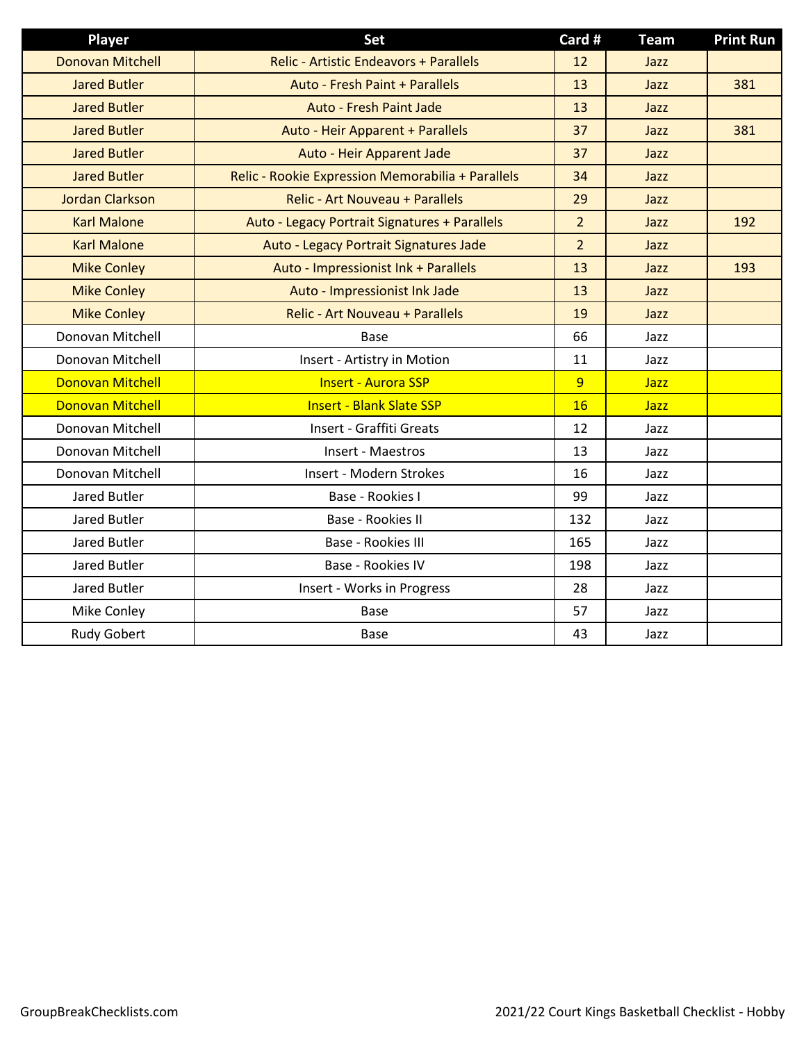| Player | Set | Card # | Team | Print Run |
|---|---|---|---|---|
| Donovan Mitchell | Relic - Artistic Endeavors + Parallels | 12 | Jazz | |
| Jared Butler | Auto - Fresh Paint + Parallels | 13 | Jazz | 381 |
| Jared Butler | Auto - Fresh Paint Jade | 13 | Jazz | |
| Jared Butler | Auto - Heir Apparent + Parallels | 37 | Jazz | 381 |
| Jared Butler | Auto - Heir Apparent Jade | 37 | Jazz | |
| Jared Butler | Relic - Rookie Expression Memorabilia + Parallels | 34 | Jazz | |
| Jordan Clarkson | Relic - Art Nouveau + Parallels | 29 | Jazz | |
| Karl Malone | Auto - Legacy Portrait Signatures + Parallels | 2 | Jazz | 192 |
| Karl Malone | Auto - Legacy Portrait Signatures Jade | 2 | Jazz | |
| Mike Conley | Auto - Impressionist Ink + Parallels | 13 | Jazz | 193 |
| Mike Conley | Auto - Impressionist Ink Jade | 13 | Jazz | |
| Mike Conley | Relic - Art Nouveau + Parallels | 19 | Jazz | |
| Donovan Mitchell | Base | 66 | Jazz | |
| Donovan Mitchell | Insert - Artistry in Motion | 11 | Jazz | |
| Donovan Mitchell | Insert - Aurora SSP | 9 | Jazz | |
| Donovan Mitchell | Insert - Blank Slate SSP | 16 | Jazz | |
| Donovan Mitchell | Insert - Graffiti Greats | 12 | Jazz | |
| Donovan Mitchell | Insert - Maestros | 13 | Jazz | |
| Donovan Mitchell | Insert - Modern Strokes | 16 | Jazz | |
| Jared Butler | Base - Rookies I | 99 | Jazz | |
| Jared Butler | Base - Rookies II | 132 | Jazz | |
| Jared Butler | Base - Rookies III | 165 | Jazz | |
| Jared Butler | Base - Rookies IV | 198 | Jazz | |
| Jared Butler | Insert - Works in Progress | 28 | Jazz | |
| Mike Conley | Base | 57 | Jazz | |
| Rudy Gobert | Base | 43 | Jazz | |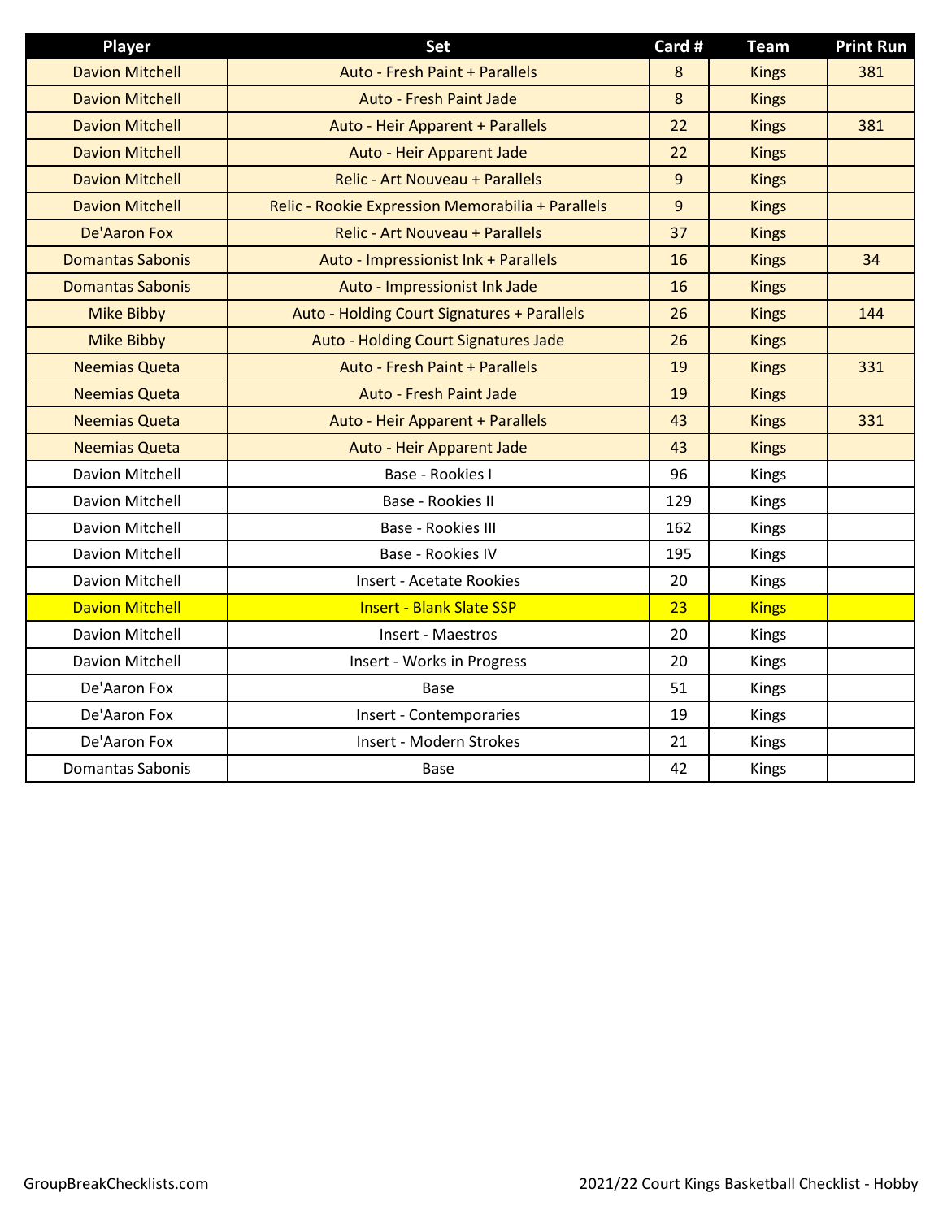| Player | Set | Card # | Team | Print Run |
|---|---|---|---|---|
| Davion Mitchell | Auto - Fresh Paint + Parallels | 8 | Kings | 381 |
| Davion Mitchell | Auto - Fresh Paint Jade | 8 | Kings | |
| Davion Mitchell | Auto - Heir Apparent + Parallels | 22 | Kings | 381 |
| Davion Mitchell | Auto - Heir Apparent Jade | 22 | Kings | |
| Davion Mitchell | Relic - Art Nouveau + Parallels | 9 | Kings | |
| Davion Mitchell | Relic - Rookie Expression Memorabilia + Parallels | 9 | Kings | |
| De'Aaron Fox | Relic - Art Nouveau + Parallels | 37 | Kings | |
| Domantas Sabonis | Auto - Impressionist Ink + Parallels | 16 | Kings | 34 |
| Domantas Sabonis | Auto - Impressionist Ink Jade | 16 | Kings | |
| Mike Bibby | Auto - Holding Court Signatures + Parallels | 26 | Kings | 144 |
| Mike Bibby | Auto - Holding Court Signatures Jade | 26 | Kings | |
| Neemias Queta | Auto - Fresh Paint + Parallels | 19 | Kings | 331 |
| Neemias Queta | Auto - Fresh Paint Jade | 19 | Kings | |
| Neemias Queta | Auto - Heir Apparent + Parallels | 43 | Kings | 331 |
| Neemias Queta | Auto - Heir Apparent Jade | 43 | Kings | |
| Davion Mitchell | Base - Rookies I | 96 | Kings | |
| Davion Mitchell | Base - Rookies II | 129 | Kings | |
| Davion Mitchell | Base - Rookies III | 162 | Kings | |
| Davion Mitchell | Base - Rookies IV | 195 | Kings | |
| Davion Mitchell | Insert - Acetate Rookies | 20 | Kings | |
| Davion Mitchell | Insert - Blank Slate SSP | 23 | Kings | |
| Davion Mitchell | Insert - Maestros | 20 | Kings | |
| Davion Mitchell | Insert - Works in Progress | 20 | Kings | |
| De'Aaron Fox | Base | 51 | Kings | |
| De'Aaron Fox | Insert - Contemporaries | 19 | Kings | |
| De'Aaron Fox | Insert - Modern Strokes | 21 | Kings | |
| Domantas Sabonis | Base | 42 | Kings | |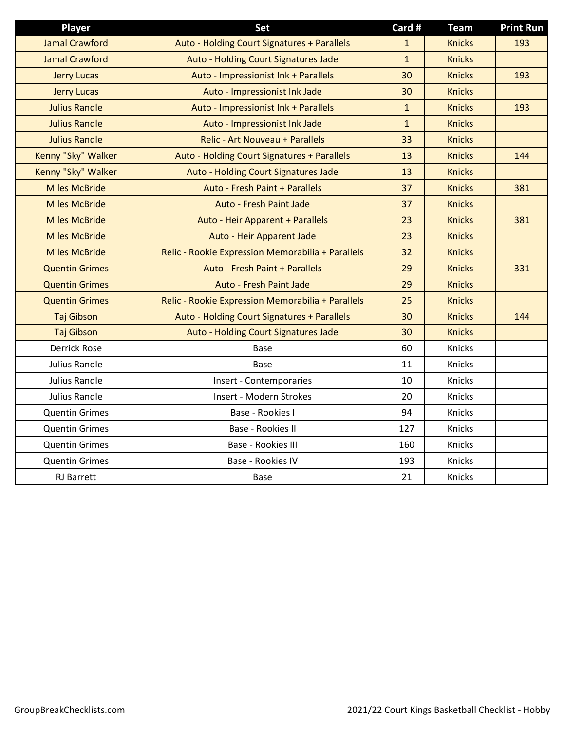| Player | Set | Card # | Team | Print Run |
|---|---|---|---|---|
| Jamal Crawford | Auto - Holding Court Signatures + Parallels | 1 | Knicks | 193 |
| Jamal Crawford | Auto - Holding Court Signatures Jade | 1 | Knicks | |
| Jerry Lucas | Auto - Impressionist Ink + Parallels | 30 | Knicks | 193 |
| Jerry Lucas | Auto - Impressionist Ink Jade | 30 | Knicks | |
| Julius Randle | Auto - Impressionist Ink + Parallels | 1 | Knicks | 193 |
| Julius Randle | Auto - Impressionist Ink Jade | 1 | Knicks | |
| Julius Randle | Relic - Art Nouveau + Parallels | 33 | Knicks | |
| Kenny "Sky" Walker | Auto - Holding Court Signatures + Parallels | 13 | Knicks | 144 |
| Kenny "Sky" Walker | Auto - Holding Court Signatures Jade | 13 | Knicks | |
| Miles McBride | Auto - Fresh Paint + Parallels | 37 | Knicks | 381 |
| Miles McBride | Auto - Fresh Paint Jade | 37 | Knicks | |
| Miles McBride | Auto - Heir Apparent + Parallels | 23 | Knicks | 381 |
| Miles McBride | Auto - Heir Apparent Jade | 23 | Knicks | |
| Miles McBride | Relic - Rookie Expression Memorabilia + Parallels | 32 | Knicks | |
| Quentin Grimes | Auto - Fresh Paint + Parallels | 29 | Knicks | 331 |
| Quentin Grimes | Auto - Fresh Paint Jade | 29 | Knicks | |
| Quentin Grimes | Relic - Rookie Expression Memorabilia + Parallels | 25 | Knicks | |
| Taj Gibson | Auto - Holding Court Signatures + Parallels | 30 | Knicks | 144 |
| Taj Gibson | Auto - Holding Court Signatures Jade | 30 | Knicks | |
| Derrick Rose | Base | 60 | Knicks | |
| Julius Randle | Base | 11 | Knicks | |
| Julius Randle | Insert - Contemporaries | 10 | Knicks | |
| Julius Randle | Insert - Modern Strokes | 20 | Knicks | |
| Quentin Grimes | Base - Rookies I | 94 | Knicks | |
| Quentin Grimes | Base - Rookies II | 127 | Knicks | |
| Quentin Grimes | Base - Rookies III | 160 | Knicks | |
| Quentin Grimes | Base - Rookies IV | 193 | Knicks | |
| RJ Barrett | Base | 21 | Knicks | |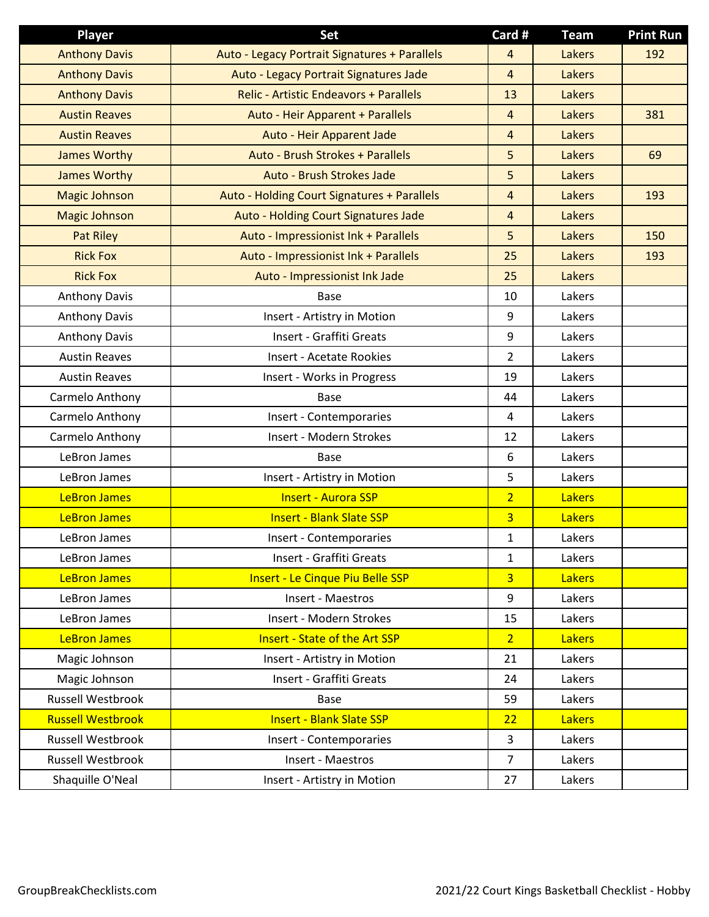| Player | Set | Card # | Team | Print Run |
|---|---|---|---|---|
| Anthony Davis | Auto - Legacy Portrait Signatures + Parallels | 4 | Lakers | 192 |
| Anthony Davis | Auto - Legacy Portrait Signatures Jade | 4 | Lakers | |
| Anthony Davis | Relic - Artistic Endeavors + Parallels | 13 | Lakers | |
| Austin Reaves | Auto - Heir Apparent + Parallels | 4 | Lakers | 381 |
| Austin Reaves | Auto - Heir Apparent Jade | 4 | Lakers | |
| James Worthy | Auto - Brush Strokes + Parallels | 5 | Lakers | 69 |
| James Worthy | Auto - Brush Strokes Jade | 5 | Lakers | |
| Magic Johnson | Auto - Holding Court Signatures + Parallels | 4 | Lakers | 193 |
| Magic Johnson | Auto - Holding Court Signatures Jade | 4 | Lakers | |
| Pat Riley | Auto - Impressionist Ink + Parallels | 5 | Lakers | 150 |
| Rick Fox | Auto - Impressionist Ink + Parallels | 25 | Lakers | 193 |
| Rick Fox | Auto - Impressionist Ink Jade | 25 | Lakers | |
| Anthony Davis | Base | 10 | Lakers | |
| Anthony Davis | Insert - Artistry in Motion | 9 | Lakers | |
| Anthony Davis | Insert - Graffiti Greats | 9 | Lakers | |
| Austin Reaves | Insert - Acetate Rookies | 2 | Lakers | |
| Austin Reaves | Insert - Works in Progress | 19 | Lakers | |
| Carmelo Anthony | Base | 44 | Lakers | |
| Carmelo Anthony | Insert - Contemporaries | 4 | Lakers | |
| Carmelo Anthony | Insert - Modern Strokes | 12 | Lakers | |
| LeBron James | Base | 6 | Lakers | |
| LeBron James | Insert - Artistry in Motion | 5 | Lakers | |
| LeBron James | Insert - Aurora SSP | 2 | Lakers | |
| LeBron James | Insert - Blank Slate SSP | 3 | Lakers | |
| LeBron James | Insert - Contemporaries | 1 | Lakers | |
| LeBron James | Insert - Graffiti Greats | 1 | Lakers | |
| LeBron James | Insert - Le Cinque Piu Belle SSP | 3 | Lakers | |
| LeBron James | Insert - Maestros | 9 | Lakers | |
| LeBron James | Insert - Modern Strokes | 15 | Lakers | |
| LeBron James | Insert - State of the Art SSP | 2 | Lakers | |
| Magic Johnson | Insert - Artistry in Motion | 21 | Lakers | |
| Magic Johnson | Insert - Graffiti Greats | 24 | Lakers | |
| Russell Westbrook | Base | 59 | Lakers | |
| Russell Westbrook | Insert - Blank Slate SSP | 22 | Lakers | |
| Russell Westbrook | Insert - Contemporaries | 3 | Lakers | |
| Russell Westbrook | Insert - Maestros | 7 | Lakers | |
| Shaquille O'Neal | Insert - Artistry in Motion | 27 | Lakers | |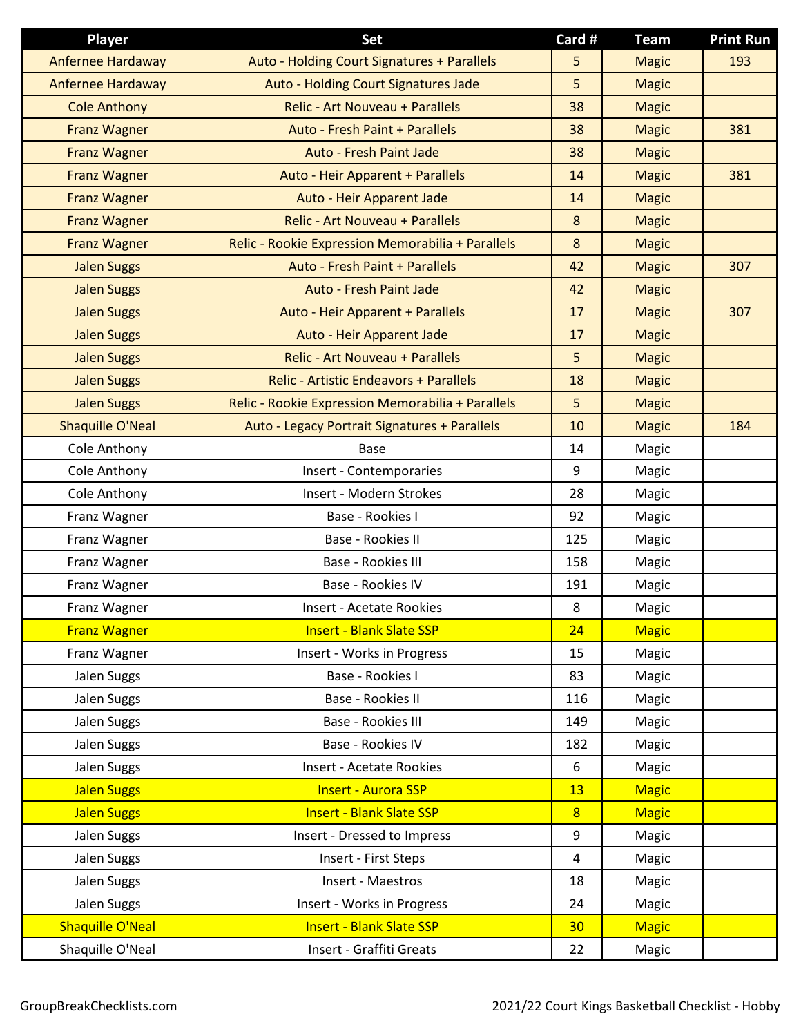| Player | Set | Card # | Team | Print Run |
|---|---|---|---|---|
| Anfernee Hardaway | Auto - Holding Court Signatures + Parallels | 5 | Magic | 193 |
| Anfernee Hardaway | Auto - Holding Court Signatures Jade | 5 | Magic | |
| Cole Anthony | Relic - Art Nouveau + Parallels | 38 | Magic | |
| Franz Wagner | Auto - Fresh Paint + Parallels | 38 | Magic | 381 |
| Franz Wagner | Auto - Fresh Paint Jade | 38 | Magic | |
| Franz Wagner | Auto - Heir Apparent + Parallels | 14 | Magic | 381 |
| Franz Wagner | Auto - Heir Apparent Jade | 14 | Magic | |
| Franz Wagner | Relic - Art Nouveau + Parallels | 8 | Magic | |
| Franz Wagner | Relic - Rookie Expression Memorabilia + Parallels | 8 | Magic | |
| Jalen Suggs | Auto - Fresh Paint + Parallels | 42 | Magic | 307 |
| Jalen Suggs | Auto - Fresh Paint Jade | 42 | Magic | |
| Jalen Suggs | Auto - Heir Apparent + Parallels | 17 | Magic | 307 |
| Jalen Suggs | Auto - Heir Apparent Jade | 17 | Magic | |
| Jalen Suggs | Relic - Art Nouveau + Parallels | 5 | Magic | |
| Jalen Suggs | Relic - Artistic Endeavors + Parallels | 18 | Magic | |
| Jalen Suggs | Relic - Rookie Expression Memorabilia + Parallels | 5 | Magic | |
| Shaquille O'Neal | Auto - Legacy Portrait Signatures + Parallels | 10 | Magic | 184 |
| Cole Anthony | Base | 14 | Magic | |
| Cole Anthony | Insert - Contemporaries | 9 | Magic | |
| Cole Anthony | Insert - Modern Strokes | 28 | Magic | |
| Franz Wagner | Base - Rookies I | 92 | Magic | |
| Franz Wagner | Base - Rookies II | 125 | Magic | |
| Franz Wagner | Base - Rookies III | 158 | Magic | |
| Franz Wagner | Base - Rookies IV | 191 | Magic | |
| Franz Wagner | Insert - Acetate Rookies | 8 | Magic | |
| Franz Wagner | Insert - Blank Slate SSP | 24 | Magic | |
| Franz Wagner | Insert - Works in Progress | 15 | Magic | |
| Jalen Suggs | Base - Rookies I | 83 | Magic | |
| Jalen Suggs | Base - Rookies II | 116 | Magic | |
| Jalen Suggs | Base - Rookies III | 149 | Magic | |
| Jalen Suggs | Base - Rookies IV | 182 | Magic | |
| Jalen Suggs | Insert - Acetate Rookies | 6 | Magic | |
| Jalen Suggs | Insert - Aurora SSP | 13 | Magic | |
| Jalen Suggs | Insert - Blank Slate SSP | 8 | Magic | |
| Jalen Suggs | Insert - Dressed to Impress | 9 | Magic | |
| Jalen Suggs | Insert - First Steps | 4 | Magic | |
| Jalen Suggs | Insert - Maestros | 18 | Magic | |
| Jalen Suggs | Insert - Works in Progress | 24 | Magic | |
| Shaquille O'Neal | Insert - Blank Slate SSP | 30 | Magic | |
| Shaquille O'Neal | Insert - Graffiti Greats | 22 | Magic | |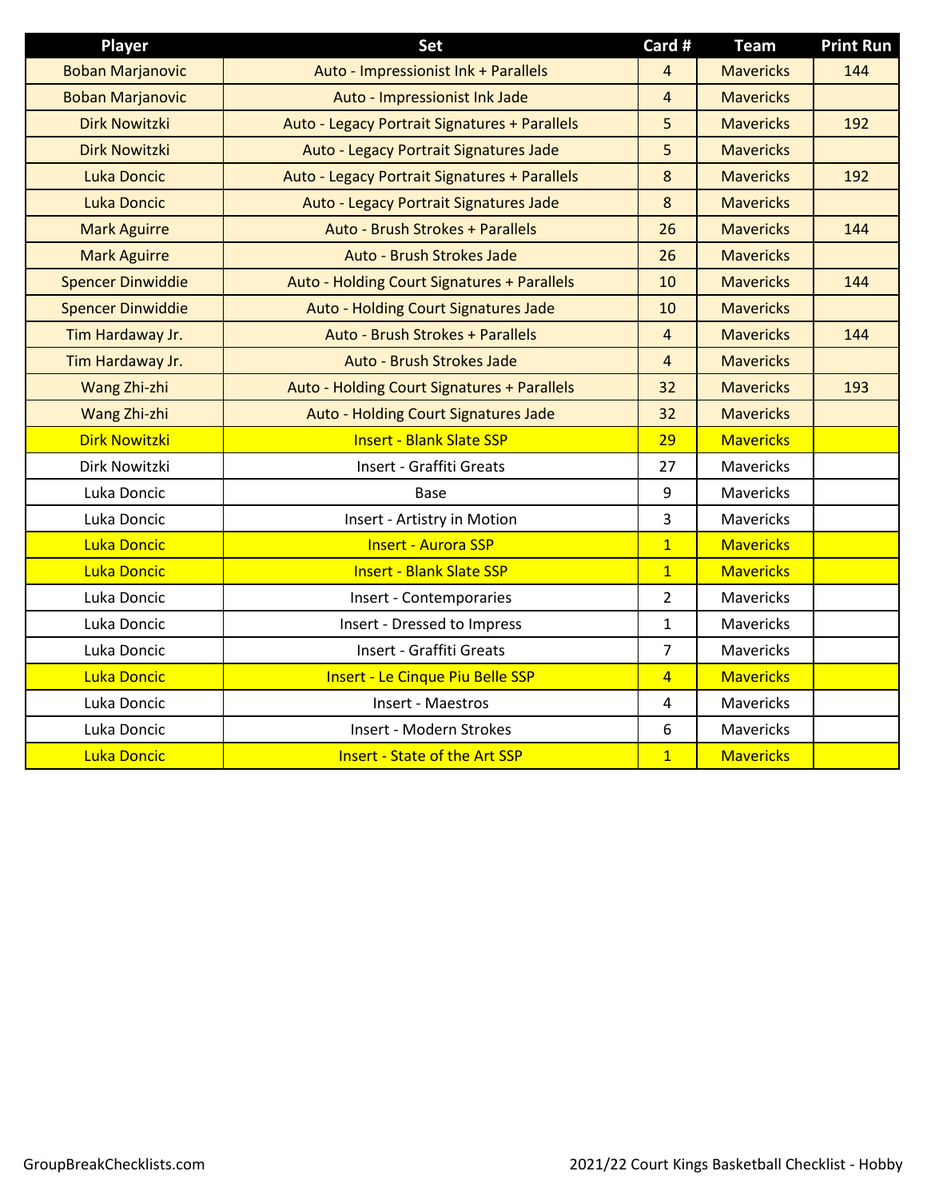| Player | Set | Card # | Team | Print Run |
|---|---|---|---|---|
| Boban Marjanovic | Auto - Impressionist Ink + Parallels | 4 | Mavericks | 144 |
| Boban Marjanovic | Auto - Impressionist Ink Jade | 4 | Mavericks | |
| Dirk Nowitzki | Auto - Legacy Portrait Signatures + Parallels | 5 | Mavericks | 192 |
| Dirk Nowitzki | Auto - Legacy Portrait Signatures Jade | 5 | Mavericks | |
| Luka Doncic | Auto - Legacy Portrait Signatures + Parallels | 8 | Mavericks | 192 |
| Luka Doncic | Auto - Legacy Portrait Signatures Jade | 8 | Mavericks | |
| Mark Aguirre | Auto - Brush Strokes + Parallels | 26 | Mavericks | 144 |
| Mark Aguirre | Auto - Brush Strokes Jade | 26 | Mavericks | |
| Spencer Dinwiddie | Auto - Holding Court Signatures + Parallels | 10 | Mavericks | 144 |
| Spencer Dinwiddie | Auto - Holding Court Signatures Jade | 10 | Mavericks | |
| Tim Hardaway Jr. | Auto - Brush Strokes + Parallels | 4 | Mavericks | 144 |
| Tim Hardaway Jr. | Auto - Brush Strokes Jade | 4 | Mavericks | |
| Wang Zhi-zhi | Auto - Holding Court Signatures + Parallels | 32 | Mavericks | 193 |
| Wang Zhi-zhi | Auto - Holding Court Signatures Jade | 32 | Mavericks | |
| Dirk Nowitzki | Insert - Blank Slate SSP | 29 | Mavericks | |
| Dirk Nowitzki | Insert - Graffiti Greats | 27 | Mavericks | |
| Luka Doncic | Base | 9 | Mavericks | |
| Luka Doncic | Insert - Artistry in Motion | 3 | Mavericks | |
| Luka Doncic | Insert - Aurora SSP | 1 | Mavericks | |
| Luka Doncic | Insert - Blank Slate SSP | 1 | Mavericks | |
| Luka Doncic | Insert - Contemporaries | 2 | Mavericks | |
| Luka Doncic | Insert - Dressed to Impress | 1 | Mavericks | |
| Luka Doncic | Insert - Graffiti Greats | 7 | Mavericks | |
| Luka Doncic | Insert - Le Cinque Piu Belle SSP | 4 | Mavericks | |
| Luka Doncic | Insert - Maestros | 4 | Mavericks | |
| Luka Doncic | Insert - Modern Strokes | 6 | Mavericks | |
| Luka Doncic | Insert - State of the Art SSP | 1 | Mavericks | |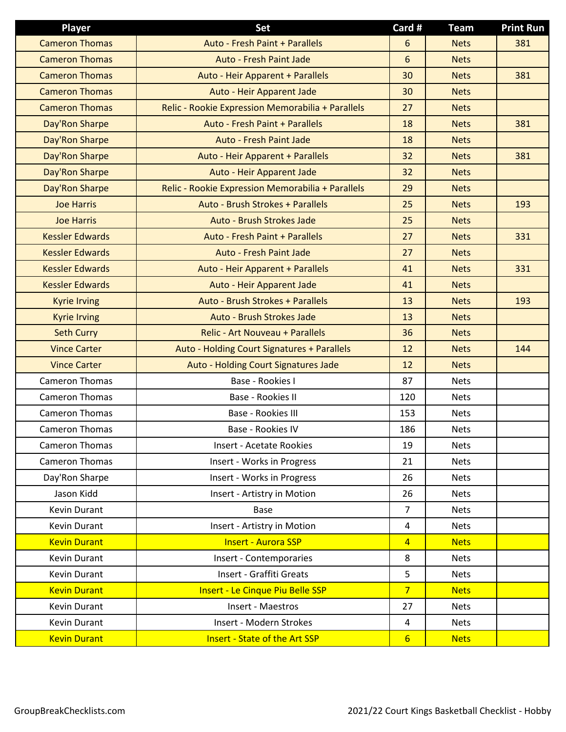| Player | Set | Card # | Team | Print Run |
|---|---|---|---|---|
| Cameron Thomas | Auto - Fresh Paint + Parallels | 6 | Nets | 381 |
| Cameron Thomas | Auto - Fresh Paint Jade | 6 | Nets | |
| Cameron Thomas | Auto - Heir Apparent + Parallels | 30 | Nets | 381 |
| Cameron Thomas | Auto - Heir Apparent Jade | 30 | Nets | |
| Cameron Thomas | Relic - Rookie Expression Memorabilia + Parallels | 27 | Nets | |
| Day'Ron Sharpe | Auto - Fresh Paint + Parallels | 18 | Nets | 381 |
| Day'Ron Sharpe | Auto - Fresh Paint Jade | 18 | Nets | |
| Day'Ron Sharpe | Auto - Heir Apparent + Parallels | 32 | Nets | 381 |
| Day'Ron Sharpe | Auto - Heir Apparent Jade | 32 | Nets | |
| Day'Ron Sharpe | Relic - Rookie Expression Memorabilia + Parallels | 29 | Nets | |
| Joe Harris | Auto - Brush Strokes + Parallels | 25 | Nets | 193 |
| Joe Harris | Auto - Brush Strokes Jade | 25 | Nets | |
| Kessler Edwards | Auto - Fresh Paint + Parallels | 27 | Nets | 331 |
| Kessler Edwards | Auto - Fresh Paint Jade | 27 | Nets | |
| Kessler Edwards | Auto - Heir Apparent + Parallels | 41 | Nets | 331 |
| Kessler Edwards | Auto - Heir Apparent Jade | 41 | Nets | |
| Kyrie Irving | Auto - Brush Strokes + Parallels | 13 | Nets | 193 |
| Kyrie Irving | Auto - Brush Strokes Jade | 13 | Nets | |
| Seth Curry | Relic - Art Nouveau + Parallels | 36 | Nets | |
| Vince Carter | Auto - Holding Court Signatures + Parallels | 12 | Nets | 144 |
| Vince Carter | Auto - Holding Court Signatures Jade | 12 | Nets | |
| Cameron Thomas | Base - Rookies I | 87 | Nets | |
| Cameron Thomas | Base - Rookies II | 120 | Nets | |
| Cameron Thomas | Base - Rookies III | 153 | Nets | |
| Cameron Thomas | Base - Rookies IV | 186 | Nets | |
| Cameron Thomas | Insert - Acetate Rookies | 19 | Nets | |
| Cameron Thomas | Insert - Works in Progress | 21 | Nets | |
| Day'Ron Sharpe | Insert - Works in Progress | 26 | Nets | |
| Jason Kidd | Insert - Artistry in Motion | 26 | Nets | |
| Kevin Durant | Base | 7 | Nets | |
| Kevin Durant | Insert - Artistry in Motion | 4 | Nets | |
| Kevin Durant | Insert - Aurora SSP | 4 | Nets | |
| Kevin Durant | Insert - Contemporaries | 8 | Nets | |
| Kevin Durant | Insert - Graffiti Greats | 5 | Nets | |
| Kevin Durant | Insert - Le Cinque Piu Belle SSP | 7 | Nets | |
| Kevin Durant | Insert - Maestros | 27 | Nets | |
| Kevin Durant | Insert - Modern Strokes | 4 | Nets | |
| Kevin Durant | Insert - State of the Art SSP | 6 | Nets | |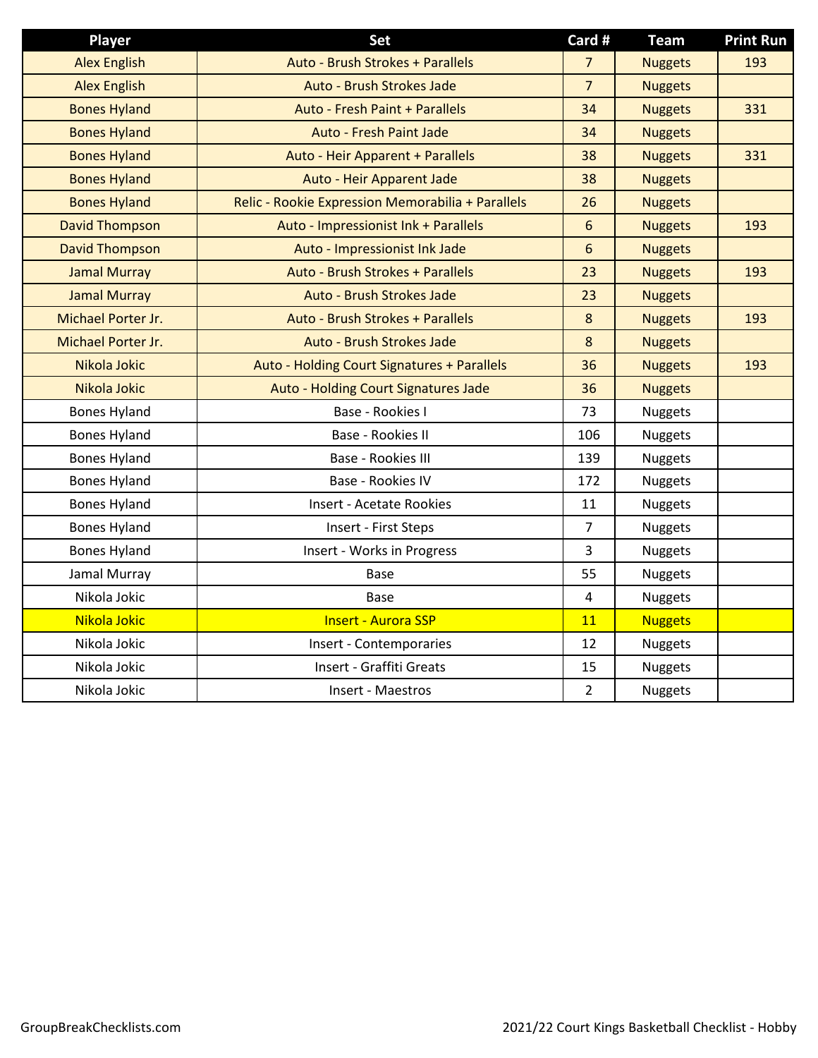| Player | Set | Card # | Team | Print Run |
|---|---|---|---|---|
| Alex English | Auto - Brush Strokes + Parallels | 7 | Nuggets | 193 |
| Alex English | Auto - Brush Strokes Jade | 7 | Nuggets | |
| Bones Hyland | Auto - Fresh Paint + Parallels | 34 | Nuggets | 331 |
| Bones Hyland | Auto - Fresh Paint Jade | 34 | Nuggets | |
| Bones Hyland | Auto - Heir Apparent + Parallels | 38 | Nuggets | 331 |
| Bones Hyland | Auto - Heir Apparent Jade | 38 | Nuggets | |
| Bones Hyland | Relic - Rookie Expression Memorabilia + Parallels | 26 | Nuggets | |
| David Thompson | Auto - Impressionist Ink + Parallels | 6 | Nuggets | 193 |
| David Thompson | Auto - Impressionist Ink Jade | 6 | Nuggets | |
| Jamal Murray | Auto - Brush Strokes + Parallels | 23 | Nuggets | 193 |
| Jamal Murray | Auto - Brush Strokes Jade | 23 | Nuggets | |
| Michael Porter Jr. | Auto - Brush Strokes + Parallels | 8 | Nuggets | 193 |
| Michael Porter Jr. | Auto - Brush Strokes Jade | 8 | Nuggets | |
| Nikola Jokic | Auto - Holding Court Signatures + Parallels | 36 | Nuggets | 193 |
| Nikola Jokic | Auto - Holding Court Signatures Jade | 36 | Nuggets | |
| Bones Hyland | Base - Rookies I | 73 | Nuggets | |
| Bones Hyland | Base - Rookies II | 106 | Nuggets | |
| Bones Hyland | Base - Rookies III | 139 | Nuggets | |
| Bones Hyland | Base - Rookies IV | 172 | Nuggets | |
| Bones Hyland | Insert - Acetate Rookies | 11 | Nuggets | |
| Bones Hyland | Insert - First Steps | 7 | Nuggets | |
| Bones Hyland | Insert - Works in Progress | 3 | Nuggets | |
| Jamal Murray | Base | 55 | Nuggets | |
| Nikola Jokic | Base | 4 | Nuggets | |
| Nikola Jokic | Insert - Aurora SSP | 11 | Nuggets | |
| Nikola Jokic | Insert - Contemporaries | 12 | Nuggets | |
| Nikola Jokic | Insert - Graffiti Greats | 15 | Nuggets | |
| Nikola Jokic | Insert - Maestros | 2 | Nuggets | |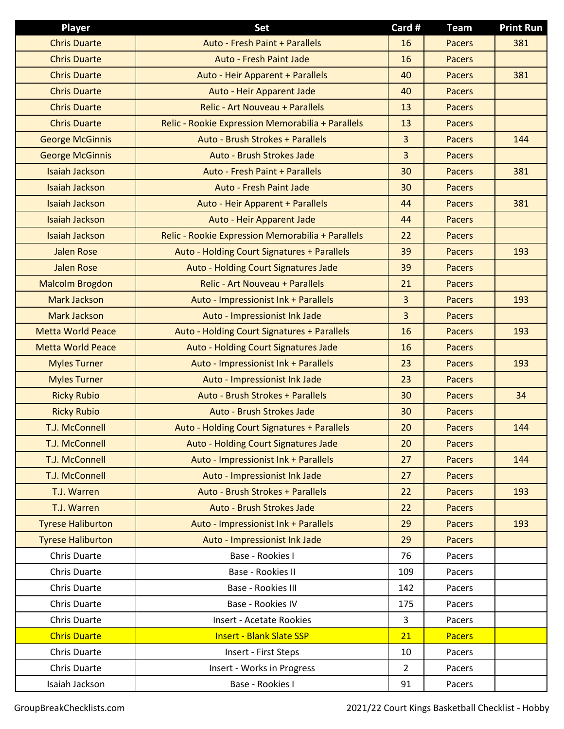| Player | Set | Card # | Team | Print Run |
|---|---|---|---|---|
| Chris Duarte | Auto - Fresh Paint + Parallels | 16 | Pacers | 381 |
| Chris Duarte | Auto - Fresh Paint Jade | 16 | Pacers | |
| Chris Duarte | Auto - Heir Apparent + Parallels | 40 | Pacers | 381 |
| Chris Duarte | Auto - Heir Apparent Jade | 40 | Pacers | |
| Chris Duarte | Relic - Art Nouveau + Parallels | 13 | Pacers | |
| Chris Duarte | Relic - Rookie Expression Memorabilia + Parallels | 13 | Pacers | |
| George McGinnis | Auto - Brush Strokes + Parallels | 3 | Pacers | 144 |
| George McGinnis | Auto - Brush Strokes Jade | 3 | Pacers | |
| Isaiah Jackson | Auto - Fresh Paint + Parallels | 30 | Pacers | 381 |
| Isaiah Jackson | Auto - Fresh Paint Jade | 30 | Pacers | |
| Isaiah Jackson | Auto - Heir Apparent + Parallels | 44 | Pacers | 381 |
| Isaiah Jackson | Auto - Heir Apparent Jade | 44 | Pacers | |
| Isaiah Jackson | Relic - Rookie Expression Memorabilia + Parallels | 22 | Pacers | |
| Jalen Rose | Auto - Holding Court Signatures + Parallels | 39 | Pacers | 193 |
| Jalen Rose | Auto - Holding Court Signatures Jade | 39 | Pacers | |
| Malcolm Brogdon | Relic - Art Nouveau + Parallels | 21 | Pacers | |
| Mark Jackson | Auto - Impressionist Ink + Parallels | 3 | Pacers | 193 |
| Mark Jackson | Auto - Impressionist Ink Jade | 3 | Pacers | |
| Metta World Peace | Auto - Holding Court Signatures + Parallels | 16 | Pacers | 193 |
| Metta World Peace | Auto - Holding Court Signatures Jade | 16 | Pacers | |
| Myles Turner | Auto - Impressionist Ink + Parallels | 23 | Pacers | 193 |
| Myles Turner | Auto - Impressionist Ink Jade | 23 | Pacers | |
| Ricky Rubio | Auto - Brush Strokes + Parallels | 30 | Pacers | 34 |
| Ricky Rubio | Auto - Brush Strokes Jade | 30 | Pacers | |
| T.J. McConnell | Auto - Holding Court Signatures + Parallels | 20 | Pacers | 144 |
| T.J. McConnell | Auto - Holding Court Signatures Jade | 20 | Pacers | |
| T.J. McConnell | Auto - Impressionist Ink + Parallels | 27 | Pacers | 144 |
| T.J. McConnell | Auto - Impressionist Ink Jade | 27 | Pacers | |
| T.J. Warren | Auto - Brush Strokes + Parallels | 22 | Pacers | 193 |
| T.J. Warren | Auto - Brush Strokes Jade | 22 | Pacers | |
| Tyrese Haliburton | Auto - Impressionist Ink + Parallels | 29 | Pacers | 193 |
| Tyrese Haliburton | Auto - Impressionist Ink Jade | 29 | Pacers | |
| Chris Duarte | Base - Rookies I | 76 | Pacers | |
| Chris Duarte | Base - Rookies II | 109 | Pacers | |
| Chris Duarte | Base - Rookies III | 142 | Pacers | |
| Chris Duarte | Base - Rookies IV | 175 | Pacers | |
| Chris Duarte | Insert - Acetate Rookies | 3 | Pacers | |
| Chris Duarte | Insert - Blank Slate SSP | 21 | Pacers | |
| Chris Duarte | Insert - First Steps | 10 | Pacers | |
| Chris Duarte | Insert - Works in Progress | 2 | Pacers | |
| Isaiah Jackson | Base - Rookies I | 91 | Pacers | |

GroupBreakChecklists.com

2021/22 Court Kings Basketball Checklist - Hobby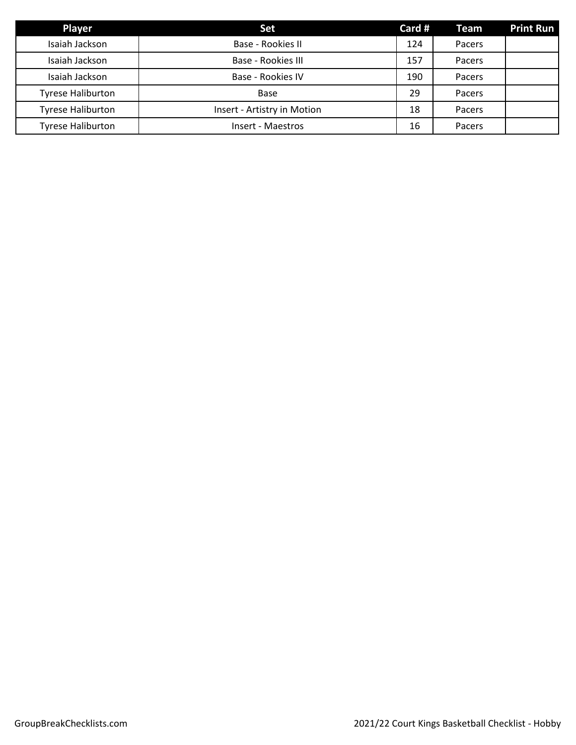| Player | Set | Card # | Team | Print Run |
| --- | --- | --- | --- | --- |
| Isaiah Jackson | Base - Rookies II | 124 | Pacers | |
| Isaiah Jackson | Base - Rookies III | 157 | Pacers | |
| Isaiah Jackson | Base - Rookies IV | 190 | Pacers | |
| Tyrese Haliburton | Base | 29 | Pacers | |
| Tyrese Haliburton | Insert - Artistry in Motion | 18 | Pacers | |
| Tyrese Haliburton | Insert - Maestros | 16 | Pacers | |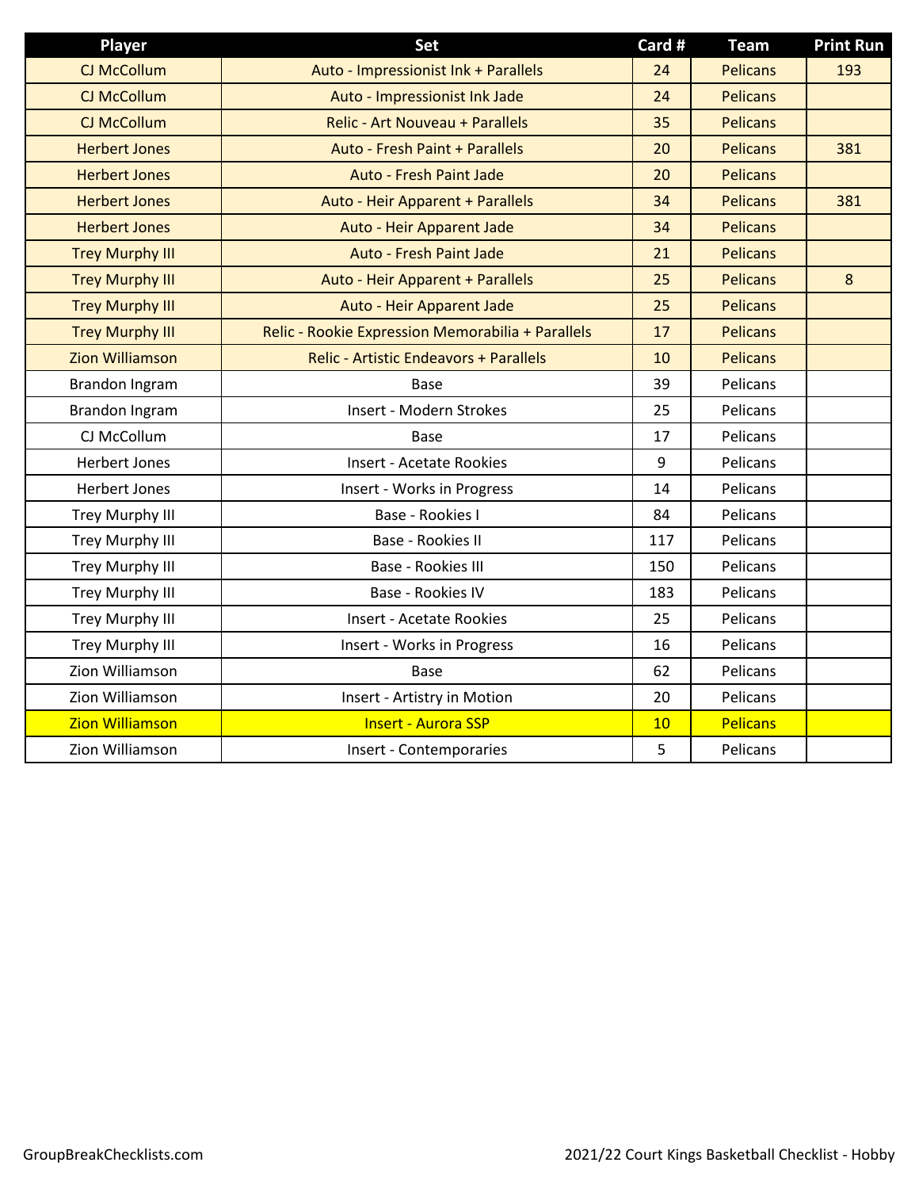| Player | Set | Card # | Team | Print Run |
|---|---|---|---|---|
| CJ McCollum | Auto - Impressionist Ink + Parallels | 24 | Pelicans | 193 |
| CJ McCollum | Auto - Impressionist Ink Jade | 24 | Pelicans | |
| CJ McCollum | Relic - Art Nouveau + Parallels | 35 | Pelicans | |
| Herbert Jones | Auto - Fresh Paint + Parallels | 20 | Pelicans | 381 |
| Herbert Jones | Auto - Fresh Paint Jade | 20 | Pelicans | |
| Herbert Jones | Auto - Heir Apparent + Parallels | 34 | Pelicans | 381 |
| Herbert Jones | Auto - Heir Apparent Jade | 34 | Pelicans | |
| Trey Murphy III | Auto - Fresh Paint Jade | 21 | Pelicans | |
| Trey Murphy III | Auto - Heir Apparent + Parallels | 25 | Pelicans | 8 |
| Trey Murphy III | Auto - Heir Apparent Jade | 25 | Pelicans | |
| Trey Murphy III | Relic - Rookie Expression Memorabilia + Parallels | 17 | Pelicans | |
| Zion Williamson | Relic - Artistic Endeavors + Parallels | 10 | Pelicans | |
| Brandon Ingram | Base | 39 | Pelicans | |
| Brandon Ingram | Insert - Modern Strokes | 25 | Pelicans | |
| CJ McCollum | Base | 17 | Pelicans | |
| Herbert Jones | Insert - Acetate Rookies | 9 | Pelicans | |
| Herbert Jones | Insert - Works in Progress | 14 | Pelicans | |
| Trey Murphy III | Base - Rookies I | 84 | Pelicans | |
| Trey Murphy III | Base - Rookies II | 117 | Pelicans | |
| Trey Murphy III | Base - Rookies III | 150 | Pelicans | |
| Trey Murphy III | Base - Rookies IV | 183 | Pelicans | |
| Trey Murphy III | Insert - Acetate Rookies | 25 | Pelicans | |
| Trey Murphy III | Insert - Works in Progress | 16 | Pelicans | |
| Zion Williamson | Base | 62 | Pelicans | |
| Zion Williamson | Insert - Artistry in Motion | 20 | Pelicans | |
| Zion Williamson | Insert - Aurora SSP | 10 | Pelicans | |
| Zion Williamson | Insert - Contemporaries | 5 | Pelicans | |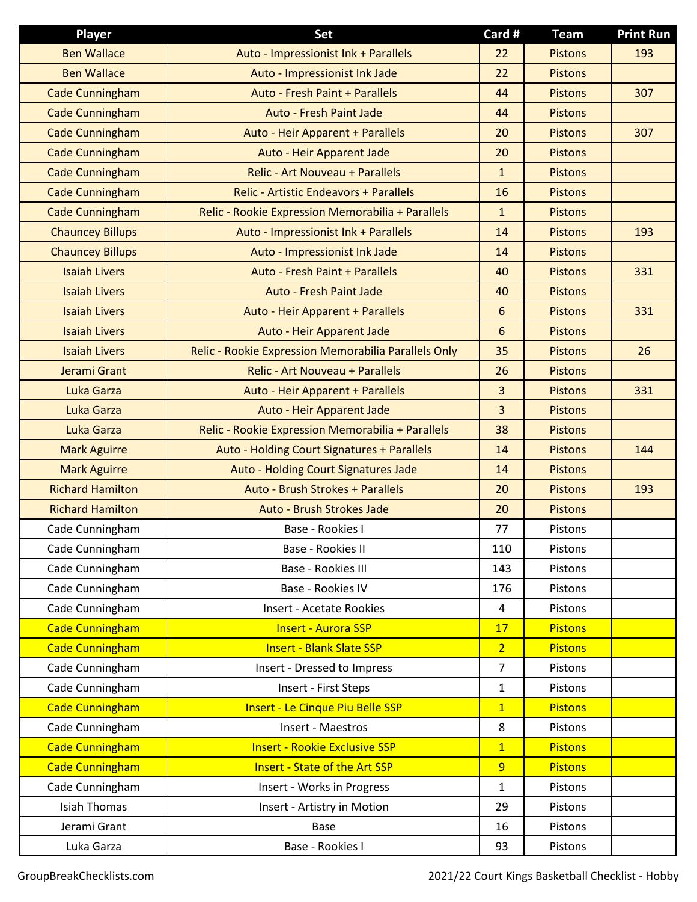| Player | Set | Card # | Team | Print Run |
|---|---|---|---|---|
| Ben Wallace | Auto - Impressionist Ink + Parallels | 22 | Pistons | 193 |
| Ben Wallace | Auto - Impressionist Ink Jade | 22 | Pistons | |
| Cade Cunningham | Auto - Fresh Paint + Parallels | 44 | Pistons | 307 |
| Cade Cunningham | Auto - Fresh Paint Jade | 44 | Pistons | |
| Cade Cunningham | Auto - Heir Apparent + Parallels | 20 | Pistons | 307 |
| Cade Cunningham | Auto - Heir Apparent Jade | 20 | Pistons | |
| Cade Cunningham | Relic - Art Nouveau + Parallels | 1 | Pistons | |
| Cade Cunningham | Relic - Artistic Endeavors + Parallels | 16 | Pistons | |
| Cade Cunningham | Relic - Rookie Expression Memorabilia + Parallels | 1 | Pistons | |
| Chauncey Billups | Auto - Impressionist Ink + Parallels | 14 | Pistons | 193 |
| Chauncey Billups | Auto - Impressionist Ink Jade | 14 | Pistons | |
| Isaiah Livers | Auto - Fresh Paint + Parallels | 40 | Pistons | 331 |
| Isaiah Livers | Auto - Fresh Paint Jade | 40 | Pistons | |
| Isaiah Livers | Auto - Heir Apparent + Parallels | 6 | Pistons | 331 |
| Isaiah Livers | Auto - Heir Apparent Jade | 6 | Pistons | |
| Isaiah Livers | Relic - Rookie Expression Memorabilia Parallels Only | 35 | Pistons | 26 |
| Jerami Grant | Relic - Art Nouveau + Parallels | 26 | Pistons | |
| Luka Garza | Auto - Heir Apparent + Parallels | 3 | Pistons | 331 |
| Luka Garza | Auto - Heir Apparent Jade | 3 | Pistons | |
| Luka Garza | Relic - Rookie Expression Memorabilia + Parallels | 38 | Pistons | |
| Mark Aguirre | Auto - Holding Court Signatures + Parallels | 14 | Pistons | 144 |
| Mark Aguirre | Auto - Holding Court Signatures Jade | 14 | Pistons | |
| Richard Hamilton | Auto - Brush Strokes + Parallels | 20 | Pistons | 193 |
| Richard Hamilton | Auto - Brush Strokes Jade | 20 | Pistons | |
| Cade Cunningham | Base - Rookies I | 77 | Pistons | |
| Cade Cunningham | Base - Rookies II | 110 | Pistons | |
| Cade Cunningham | Base - Rookies III | 143 | Pistons | |
| Cade Cunningham | Base - Rookies IV | 176 | Pistons | |
| Cade Cunningham | Insert - Acetate Rookies | 4 | Pistons | |
| Cade Cunningham | Insert - Aurora SSP | 17 | Pistons | |
| Cade Cunningham | Insert - Blank Slate SSP | 2 | Pistons | |
| Cade Cunningham | Insert - Dressed to Impress | 7 | Pistons | |
| Cade Cunningham | Insert - First Steps | 1 | Pistons | |
| Cade Cunningham | Insert - Le Cinque Piu Belle SSP | 1 | Pistons | |
| Cade Cunningham | Insert - Maestros | 8 | Pistons | |
| Cade Cunningham | Insert - Rookie Exclusive SSP | 1 | Pistons | |
| Cade Cunningham | Insert - State of the Art SSP | 9 | Pistons | |
| Cade Cunningham | Insert - Works in Progress | 1 | Pistons | |
| Isiah Thomas | Insert - Artistry in Motion | 29 | Pistons | |
| Jerami Grant | Base | 16 | Pistons | |
| Luka Garza | Base - Rookies I | 93 | Pistons | |

GroupBreakChecklists.com

2021/22 Court Kings Basketball Checklist - Hobby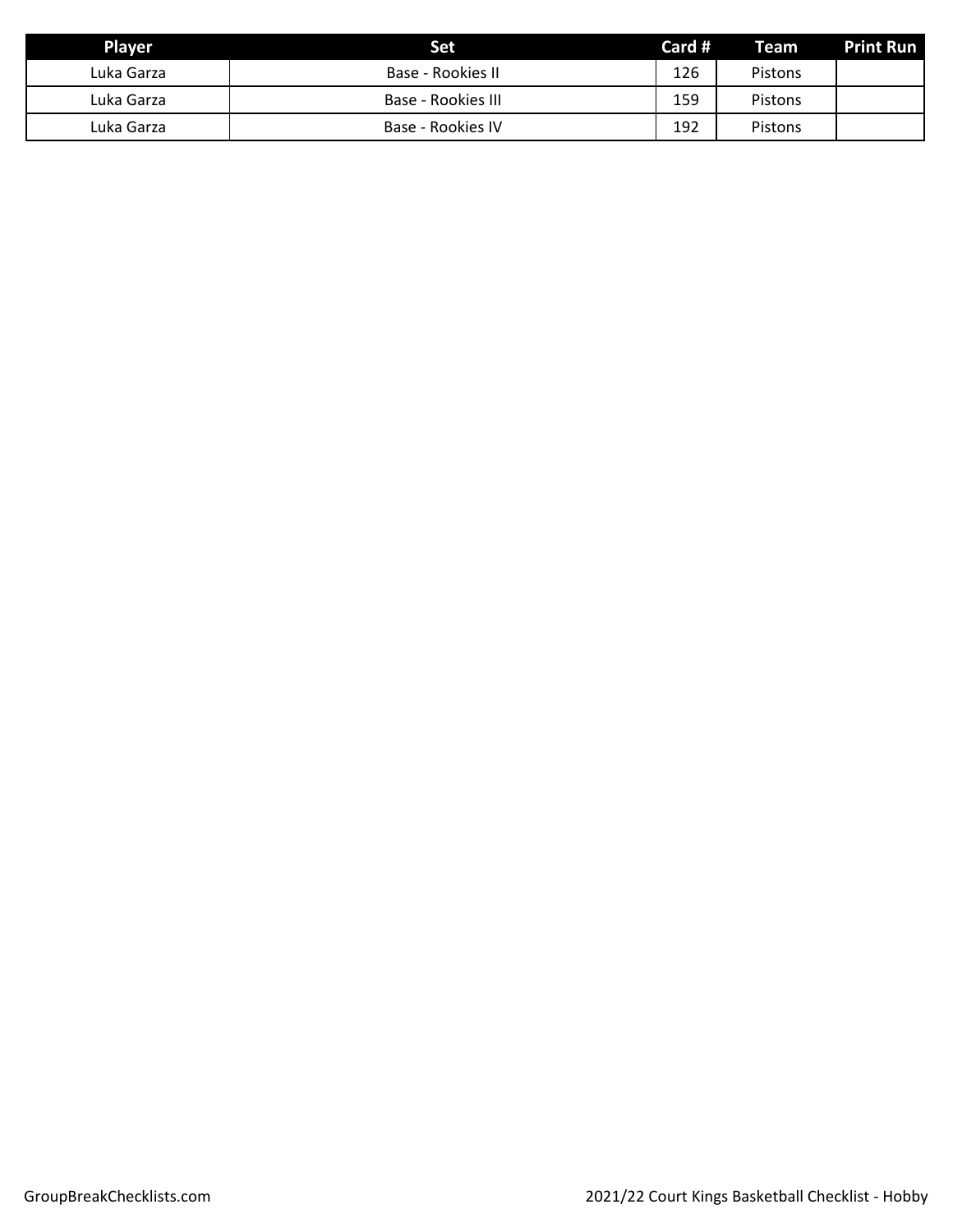| Player | Set | Card # | Team | Print Run |
| --- | --- | --- | --- | --- |
| Luka Garza | Base - Rookies II | 126 | Pistons | |
| Luka Garza | Base - Rookies III | 159 | Pistons | |
| Luka Garza | Base - Rookies IV | 192 | Pistons | |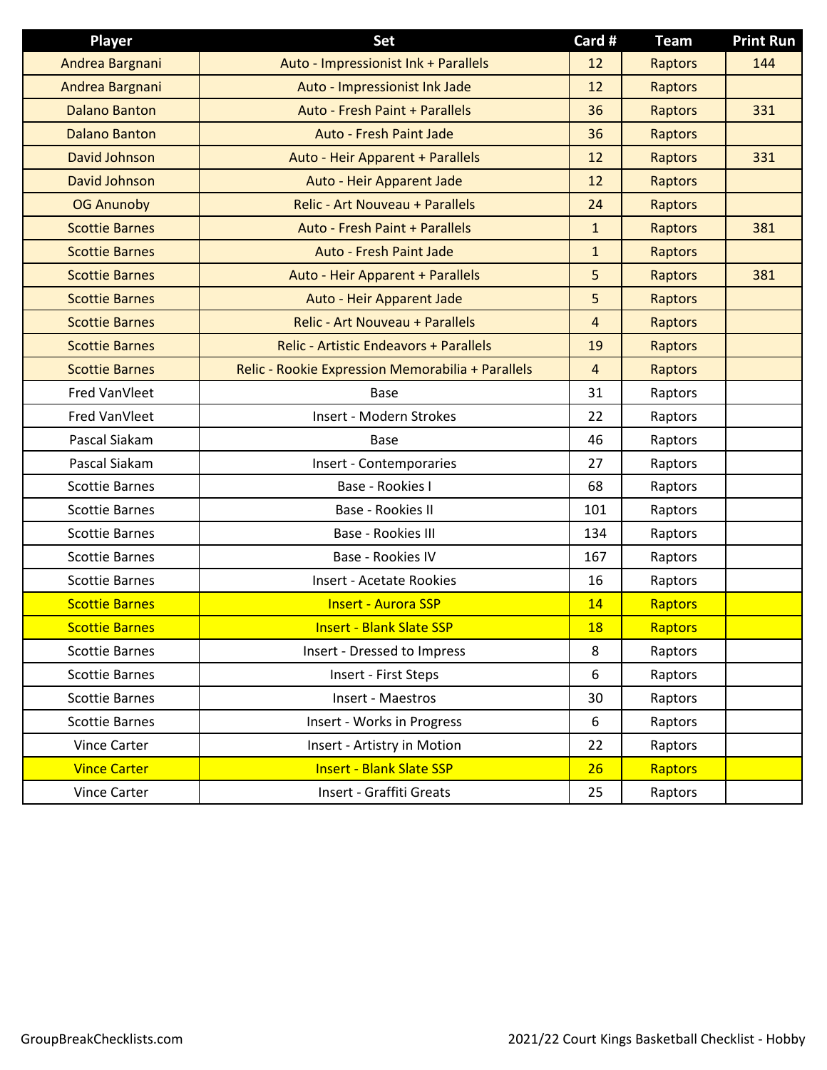| Player | Set | Card # | Team | Print Run |
|---|---|---|---|---|
| Andrea Bargnani | Auto - Impressionist Ink + Parallels | 12 | Raptors | 144 |
| Andrea Bargnani | Auto - Impressionist Ink Jade | 12 | Raptors | |
| Dalano Banton | Auto - Fresh Paint + Parallels | 36 | Raptors | 331 |
| Dalano Banton | Auto - Fresh Paint Jade | 36 | Raptors | |
| David Johnson | Auto - Heir Apparent + Parallels | 12 | Raptors | 331 |
| David Johnson | Auto - Heir Apparent Jade | 12 | Raptors | |
| OG Anunoby | Relic - Art Nouveau + Parallels | 24 | Raptors | |
| Scottie Barnes | Auto - Fresh Paint + Parallels | 1 | Raptors | 381 |
| Scottie Barnes | Auto - Fresh Paint Jade | 1 | Raptors | |
| Scottie Barnes | Auto - Heir Apparent + Parallels | 5 | Raptors | 381 |
| Scottie Barnes | Auto - Heir Apparent Jade | 5 | Raptors | |
| Scottie Barnes | Relic - Art Nouveau + Parallels | 4 | Raptors | |
| Scottie Barnes | Relic - Artistic Endeavors + Parallels | 19 | Raptors | |
| Scottie Barnes | Relic - Rookie Expression Memorabilia + Parallels | 4 | Raptors | |
| Fred VanVleet | Base | 31 | Raptors | |
| Fred VanVleet | Insert - Modern Strokes | 22 | Raptors | |
| Pascal Siakam | Base | 46 | Raptors | |
| Pascal Siakam | Insert - Contemporaries | 27 | Raptors | |
| Scottie Barnes | Base - Rookies I | 68 | Raptors | |
| Scottie Barnes | Base - Rookies II | 101 | Raptors | |
| Scottie Barnes | Base - Rookies III | 134 | Raptors | |
| Scottie Barnes | Base - Rookies IV | 167 | Raptors | |
| Scottie Barnes | Insert - Acetate Rookies | 16 | Raptors | |
| Scottie Barnes | Insert - Aurora SSP | 14 | Raptors | |
| Scottie Barnes | Insert - Blank Slate SSP | 18 | Raptors | |
| Scottie Barnes | Insert - Dressed to Impress | 8 | Raptors | |
| Scottie Barnes | Insert - First Steps | 6 | Raptors | |
| Scottie Barnes | Insert - Maestros | 30 | Raptors | |
| Scottie Barnes | Insert - Works in Progress | 6 | Raptors | |
| Vince Carter | Insert - Artistry in Motion | 22 | Raptors | |
| Vince Carter | Insert - Blank Slate SSP | 26 | Raptors | |
| Vince Carter | Insert - Graffiti Greats | 25 | Raptors | |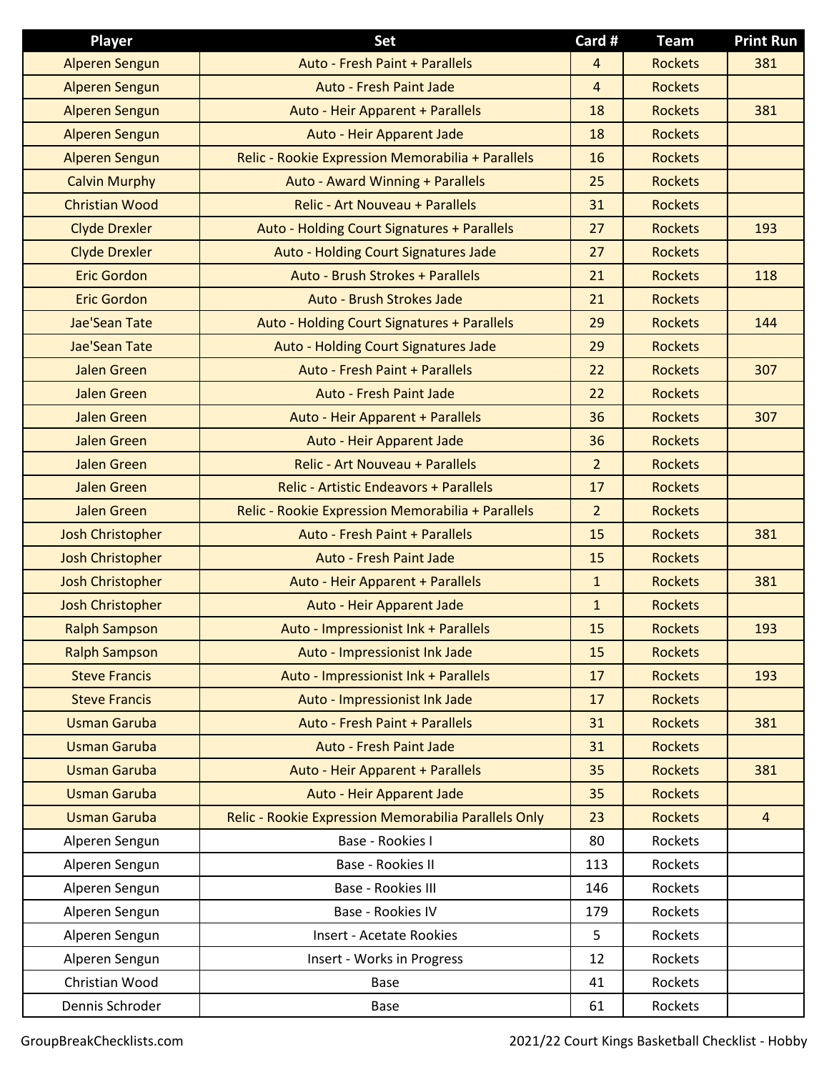| Player | Set | Card # | Team | Print Run |
|---|---|---|---|---|
| Alperen Sengun | Auto - Fresh Paint + Parallels | 4 | Rockets | 381 |
| Alperen Sengun | Auto - Fresh Paint Jade | 4 | Rockets | |
| Alperen Sengun | Auto - Heir Apparent + Parallels | 18 | Rockets | 381 |
| Alperen Sengun | Auto - Heir Apparent Jade | 18 | Rockets | |
| Alperen Sengun | Relic - Rookie Expression Memorabilia + Parallels | 16 | Rockets | |
| Calvin Murphy | Auto - Award Winning + Parallels | 25 | Rockets | |
| Christian Wood | Relic - Art Nouveau + Parallels | 31 | Rockets | |
| Clyde Drexler | Auto - Holding Court Signatures + Parallels | 27 | Rockets | 193 |
| Clyde Drexler | Auto - Holding Court Signatures Jade | 27 | Rockets | |
| Eric Gordon | Auto - Brush Strokes + Parallels | 21 | Rockets | 118 |
| Eric Gordon | Auto - Brush Strokes Jade | 21 | Rockets | |
| Jae'Sean Tate | Auto - Holding Court Signatures + Parallels | 29 | Rockets | 144 |
| Jae'Sean Tate | Auto - Holding Court Signatures Jade | 29 | Rockets | |
| Jalen Green | Auto - Fresh Paint + Parallels | 22 | Rockets | 307 |
| Jalen Green | Auto - Fresh Paint Jade | 22 | Rockets | |
| Jalen Green | Auto - Heir Apparent + Parallels | 36 | Rockets | 307 |
| Jalen Green | Auto - Heir Apparent Jade | 36 | Rockets | |
| Jalen Green | Relic - Art Nouveau + Parallels | 2 | Rockets | |
| Jalen Green | Relic - Artistic Endeavors + Parallels | 17 | Rockets | |
| Jalen Green | Relic - Rookie Expression Memorabilia + Parallels | 2 | Rockets | |
| Josh Christopher | Auto - Fresh Paint + Parallels | 15 | Rockets | 381 |
| Josh Christopher | Auto - Fresh Paint Jade | 15 | Rockets | |
| Josh Christopher | Auto - Heir Apparent + Parallels | 1 | Rockets | 381 |
| Josh Christopher | Auto - Heir Apparent Jade | 1 | Rockets | |
| Ralph Sampson | Auto - Impressionist Ink + Parallels | 15 | Rockets | 193 |
| Ralph Sampson | Auto - Impressionist Ink Jade | 15 | Rockets | |
| Steve Francis | Auto - Impressionist Ink + Parallels | 17 | Rockets | 193 |
| Steve Francis | Auto - Impressionist Ink Jade | 17 | Rockets | |
| Usman Garuba | Auto - Fresh Paint + Parallels | 31 | Rockets | 381 |
| Usman Garuba | Auto - Fresh Paint Jade | 31 | Rockets | |
| Usman Garuba | Auto - Heir Apparent + Parallels | 35 | Rockets | 381 |
| Usman Garuba | Auto - Heir Apparent Jade | 35 | Rockets | |
| Usman Garuba | Relic - Rookie Expression Memorabilia Parallels Only | 23 | Rockets | 4 |
| Alperen Sengun | Base - Rookies I | 80 | Rockets | |
| Alperen Sengun | Base - Rookies II | 113 | Rockets | |
| Alperen Sengun | Base - Rookies III | 146 | Rockets | |
| Alperen Sengun | Base - Rookies IV | 179 | Rockets | |
| Alperen Sengun | Insert - Acetate Rookies | 5 | Rockets | |
| Alperen Sengun | Insert - Works in Progress | 12 | Rockets | |
| Christian Wood | Base | 41 | Rockets | |
| Dennis Schroder | Base | 61 | Rockets | |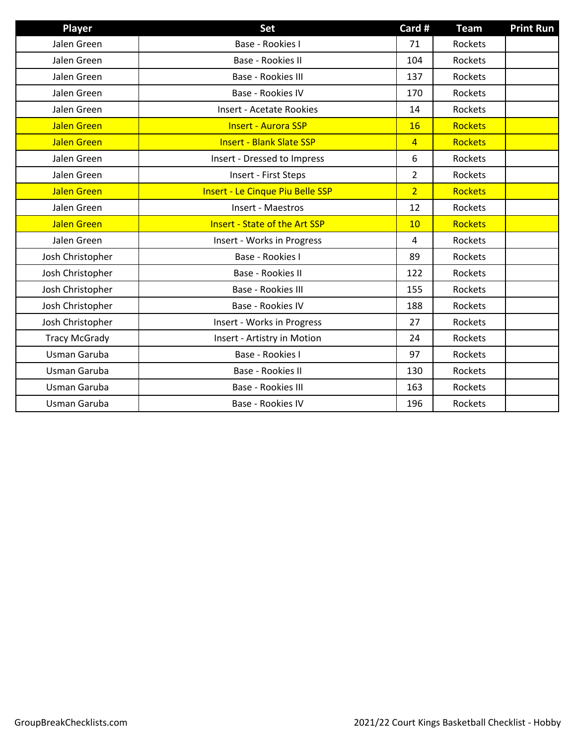| Player | Set | Card # | Team | Print Run |
| --- | --- | --- | --- | --- |
| Jalen Green | Base - Rookies I | 71 | Rockets | |
| Jalen Green | Base - Rookies II | 104 | Rockets | |
| Jalen Green | Base - Rookies III | 137 | Rockets | |
| Jalen Green | Base - Rookies IV | 170 | Rockets | |
| Jalen Green | Insert - Acetate Rookies | 14 | Rockets | |
| Jalen Green | Insert - Aurora SSP | 16 | Rockets | |
| Jalen Green | Insert - Blank Slate SSP | 4 | Rockets | |
| Jalen Green | Insert - Dressed to Impress | 6 | Rockets | |
| Jalen Green | Insert - First Steps | 2 | Rockets | |
| Jalen Green | Insert - Le Cinque Piu Belle SSP | 2 | Rockets | |
| Jalen Green | Insert - Maestros | 12 | Rockets | |
| Jalen Green | Insert - State of the Art SSP | 10 | Rockets | |
| Jalen Green | Insert - Works in Progress | 4 | Rockets | |
| Josh Christopher | Base - Rookies I | 89 | Rockets | |
| Josh Christopher | Base - Rookies II | 122 | Rockets | |
| Josh Christopher | Base - Rookies III | 155 | Rockets | |
| Josh Christopher | Base - Rookies IV | 188 | Rockets | |
| Josh Christopher | Insert - Works in Progress | 27 | Rockets | |
| Tracy McGrady | Insert - Artistry in Motion | 24 | Rockets | |
| Usman Garuba | Base - Rookies I | 97 | Rockets | |
| Usman Garuba | Base - Rookies II | 130 | Rockets | |
| Usman Garuba | Base - Rookies III | 163 | Rockets | |
| Usman Garuba | Base - Rookies IV | 196 | Rockets | |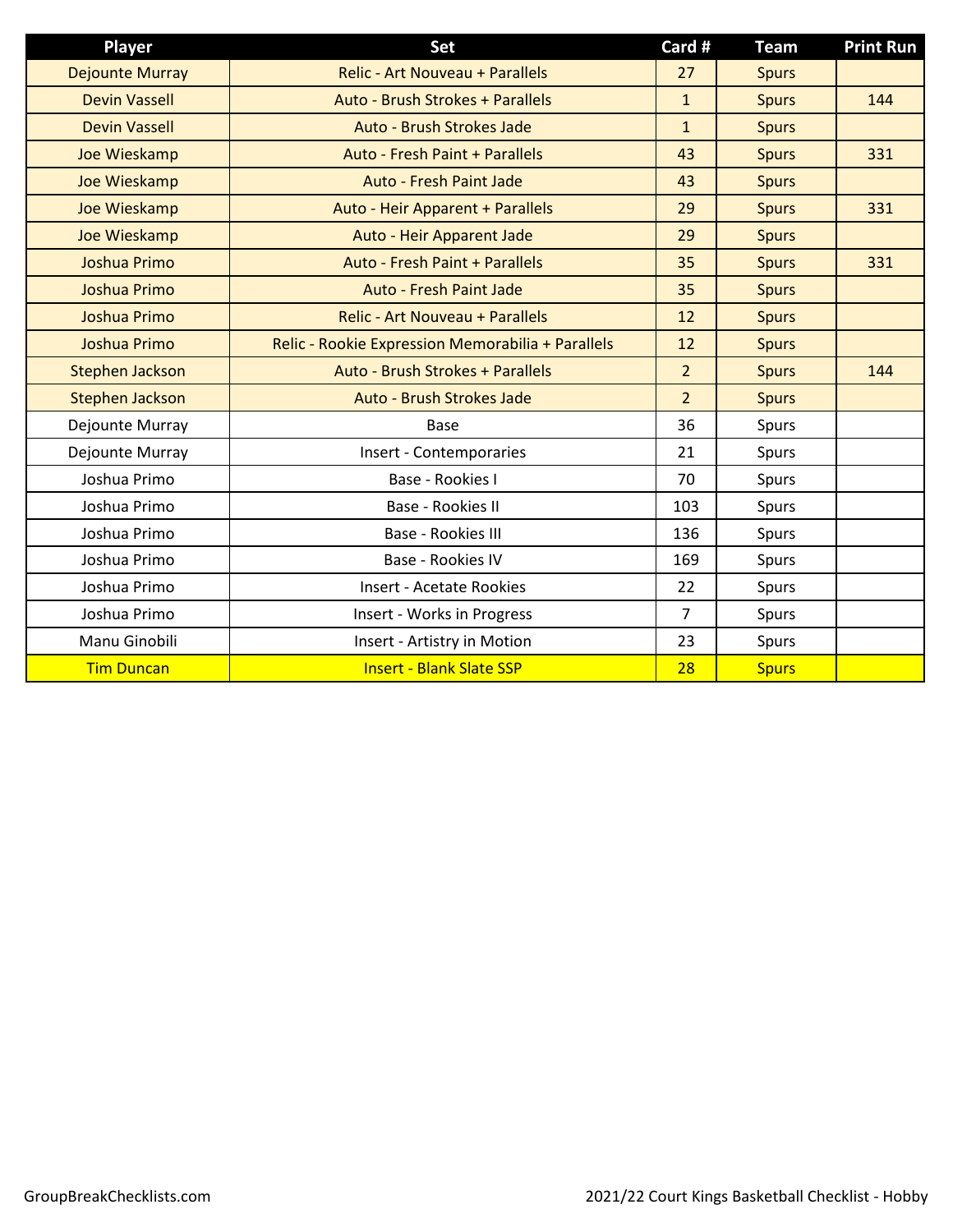| Player | Set | Card # | Team | Print Run |
| --- | --- | --- | --- | --- |
| Dejounte Murray | Relic - Art Nouveau + Parallels | 27 | Spurs | |
| Devin Vassell | Auto - Brush Strokes + Parallels | 1 | Spurs | 144 |
| Devin Vassell | Auto - Brush Strokes Jade | 1 | Spurs | |
| Joe Wieskamp | Auto - Fresh Paint + Parallels | 43 | Spurs | 331 |
| Joe Wieskamp | Auto - Fresh Paint Jade | 43 | Spurs | |
| Joe Wieskamp | Auto - Heir Apparent + Parallels | 29 | Spurs | 331 |
| Joe Wieskamp | Auto - Heir Apparent Jade | 29 | Spurs | |
| Joshua Primo | Auto - Fresh Paint + Parallels | 35 | Spurs | 331 |
| Joshua Primo | Auto - Fresh Paint Jade | 35 | Spurs | |
| Joshua Primo | Relic - Art Nouveau + Parallels | 12 | Spurs | |
| Joshua Primo | Relic - Rookie Expression Memorabilia + Parallels | 12 | Spurs | |
| Stephen Jackson | Auto - Brush Strokes + Parallels | 2 | Spurs | 144 |
| Stephen Jackson | Auto - Brush Strokes Jade | 2 | Spurs | |
| Dejounte Murray | Base | 36 | Spurs | |
| Dejounte Murray | Insert - Contemporaries | 21 | Spurs | |
| Joshua Primo | Base - Rookies I | 70 | Spurs | |
| Joshua Primo | Base - Rookies II | 103 | Spurs | |
| Joshua Primo | Base - Rookies III | 136 | Spurs | |
| Joshua Primo | Base - Rookies IV | 169 | Spurs | |
| Joshua Primo | Insert - Acetate Rookies | 22 | Spurs | |
| Joshua Primo | Insert - Works in Progress | 7 | Spurs | |
| Manu Ginobili | Insert - Artistry in Motion | 23 | Spurs | |
| Tim Duncan | Insert - Blank Slate SSP | 28 | Spurs | |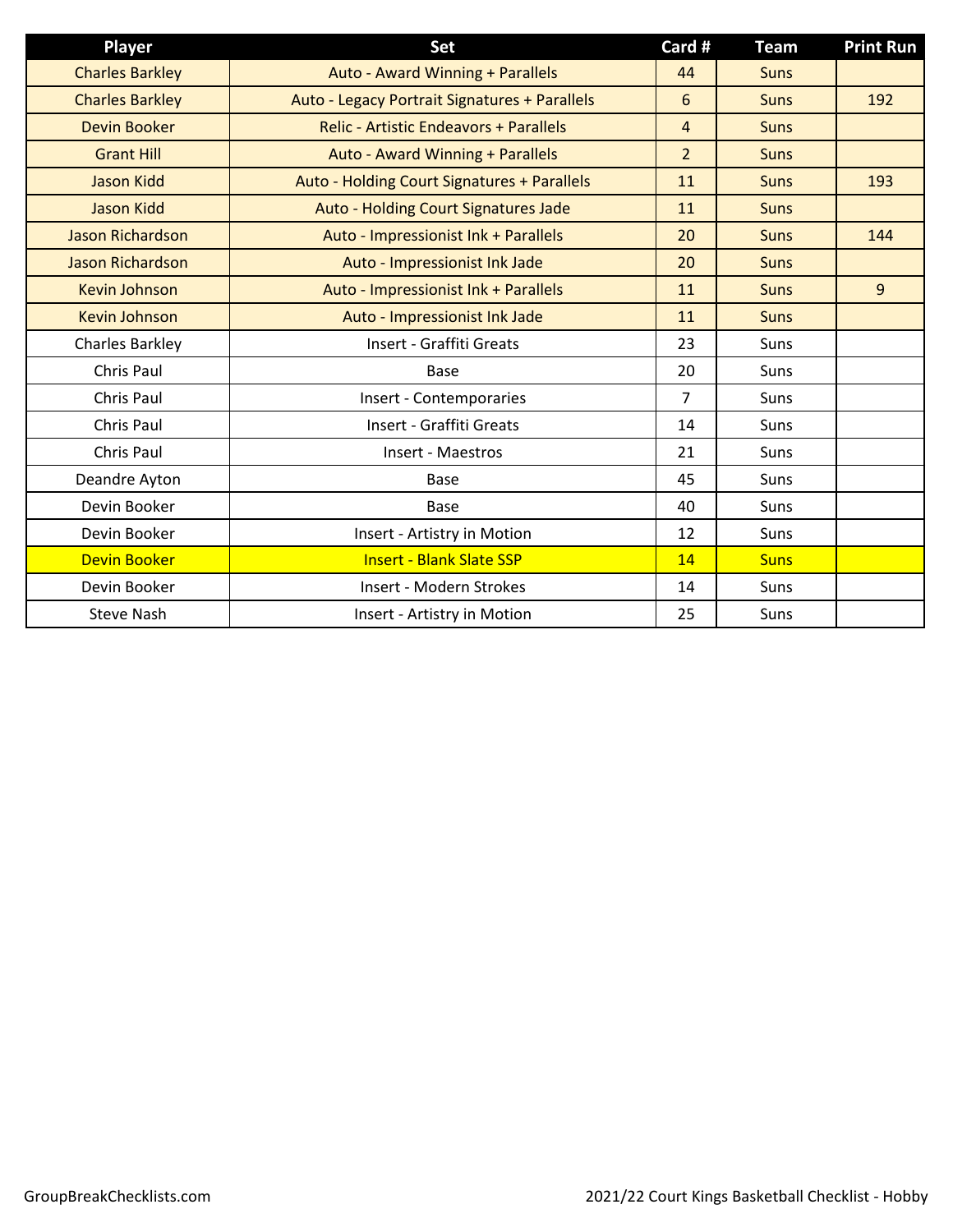| Player | Set | Card # | Team | Print Run |
|---|---|---|---|---|
| Charles Barkley | Auto - Award Winning + Parallels | 44 | Suns | |
| Charles Barkley | Auto - Legacy Portrait Signatures + Parallels | 6 | Suns | 192 |
| Devin Booker | Relic - Artistic Endeavors + Parallels | 4 | Suns | |
| Grant Hill | Auto - Award Winning + Parallels | 2 | Suns | |
| Jason Kidd | Auto - Holding Court Signatures + Parallels | 11 | Suns | 193 |
| Jason Kidd | Auto - Holding Court Signatures Jade | 11 | Suns | |
| Jason Richardson | Auto - Impressionist Ink + Parallels | 20 | Suns | 144 |
| Jason Richardson | Auto - Impressionist Ink Jade | 20 | Suns | |
| Kevin Johnson | Auto - Impressionist Ink + Parallels | 11 | Suns | 9 |
| Kevin Johnson | Auto - Impressionist Ink Jade | 11 | Suns | |
| Charles Barkley | Insert - Graffiti Greats | 23 | Suns | |
| Chris Paul | Base | 20 | Suns | |
| Chris Paul | Insert - Contemporaries | 7 | Suns | |
| Chris Paul | Insert - Graffiti Greats | 14 | Suns | |
| Chris Paul | Insert - Maestros | 21 | Suns | |
| Deandre Ayton | Base | 45 | Suns | |
| Devin Booker | Base | 40 | Suns | |
| Devin Booker | Insert - Artistry in Motion | 12 | Suns | |
| Devin Booker | Insert - Blank Slate SSP | 14 | Suns | |
| Devin Booker | Insert - Modern Strokes | 14 | Suns | |
| Steve Nash | Insert - Artistry in Motion | 25 | Suns | |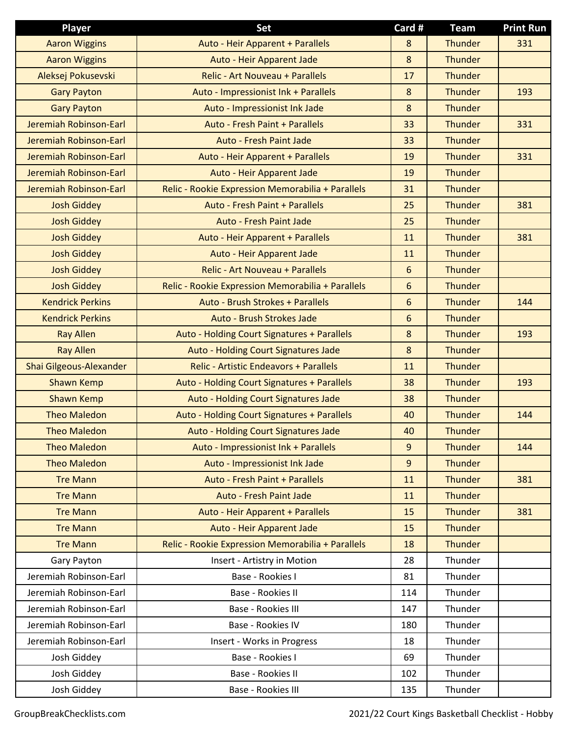| Player | Set | Card # | Team | Print Run |
|---|---|---|---|---|
| Aaron Wiggins | Auto - Heir Apparent + Parallels | 8 | Thunder | 331 |
| Aaron Wiggins | Auto - Heir Apparent Jade | 8 | Thunder | |
| Aleksej Pokusevski | Relic - Art Nouveau + Parallels | 17 | Thunder | |
| Gary Payton | Auto - Impressionist Ink + Parallels | 8 | Thunder | 193 |
| Gary Payton | Auto - Impressionist Ink Jade | 8 | Thunder | |
| Jeremiah Robinson-Earl | Auto - Fresh Paint + Parallels | 33 | Thunder | 331 |
| Jeremiah Robinson-Earl | Auto - Fresh Paint Jade | 33 | Thunder | |
| Jeremiah Robinson-Earl | Auto - Heir Apparent + Parallels | 19 | Thunder | 331 |
| Jeremiah Robinson-Earl | Auto - Heir Apparent Jade | 19 | Thunder | |
| Jeremiah Robinson-Earl | Relic - Rookie Expression Memorabilia + Parallels | 31 | Thunder | |
| Josh Giddey | Auto - Fresh Paint + Parallels | 25 | Thunder | 381 |
| Josh Giddey | Auto - Fresh Paint Jade | 25 | Thunder | |
| Josh Giddey | Auto - Heir Apparent + Parallels | 11 | Thunder | 381 |
| Josh Giddey | Auto - Heir Apparent Jade | 11 | Thunder | |
| Josh Giddey | Relic - Art Nouveau + Parallels | 6 | Thunder | |
| Josh Giddey | Relic - Rookie Expression Memorabilia + Parallels | 6 | Thunder | |
| Kendrick Perkins | Auto - Brush Strokes + Parallels | 6 | Thunder | 144 |
| Kendrick Perkins | Auto - Brush Strokes Jade | 6 | Thunder | |
| Ray Allen | Auto - Holding Court Signatures + Parallels | 8 | Thunder | 193 |
| Ray Allen | Auto - Holding Court Signatures Jade | 8 | Thunder | |
| Shai Gilgeous-Alexander | Relic - Artistic Endeavors + Parallels | 11 | Thunder | |
| Shawn Kemp | Auto - Holding Court Signatures + Parallels | 38 | Thunder | 193 |
| Shawn Kemp | Auto - Holding Court Signatures Jade | 38 | Thunder | |
| Theo Maledon | Auto - Holding Court Signatures + Parallels | 40 | Thunder | 144 |
| Theo Maledon | Auto - Holding Court Signatures Jade | 40 | Thunder | |
| Theo Maledon | Auto - Impressionist Ink + Parallels | 9 | Thunder | 144 |
| Theo Maledon | Auto - Impressionist Ink Jade | 9 | Thunder | |
| Tre Mann | Auto - Fresh Paint + Parallels | 11 | Thunder | 381 |
| Tre Mann | Auto - Fresh Paint Jade | 11 | Thunder | |
| Tre Mann | Auto - Heir Apparent + Parallels | 15 | Thunder | 381 |
| Tre Mann | Auto - Heir Apparent Jade | 15 | Thunder | |
| Tre Mann | Relic - Rookie Expression Memorabilia + Parallels | 18 | Thunder | |
| Gary Payton | Insert - Artistry in Motion | 28 | Thunder | |
| Jeremiah Robinson-Earl | Base - Rookies I | 81 | Thunder | |
| Jeremiah Robinson-Earl | Base - Rookies II | 114 | Thunder | |
| Jeremiah Robinson-Earl | Base - Rookies III | 147 | Thunder | |
| Jeremiah Robinson-Earl | Base - Rookies IV | 180 | Thunder | |
| Jeremiah Robinson-Earl | Insert - Works in Progress | 18 | Thunder | |
| Josh Giddey | Base - Rookies I | 69 | Thunder | |
| Josh Giddey | Base - Rookies II | 102 | Thunder | |
| Josh Giddey | Base - Rookies III | 135 | Thunder | |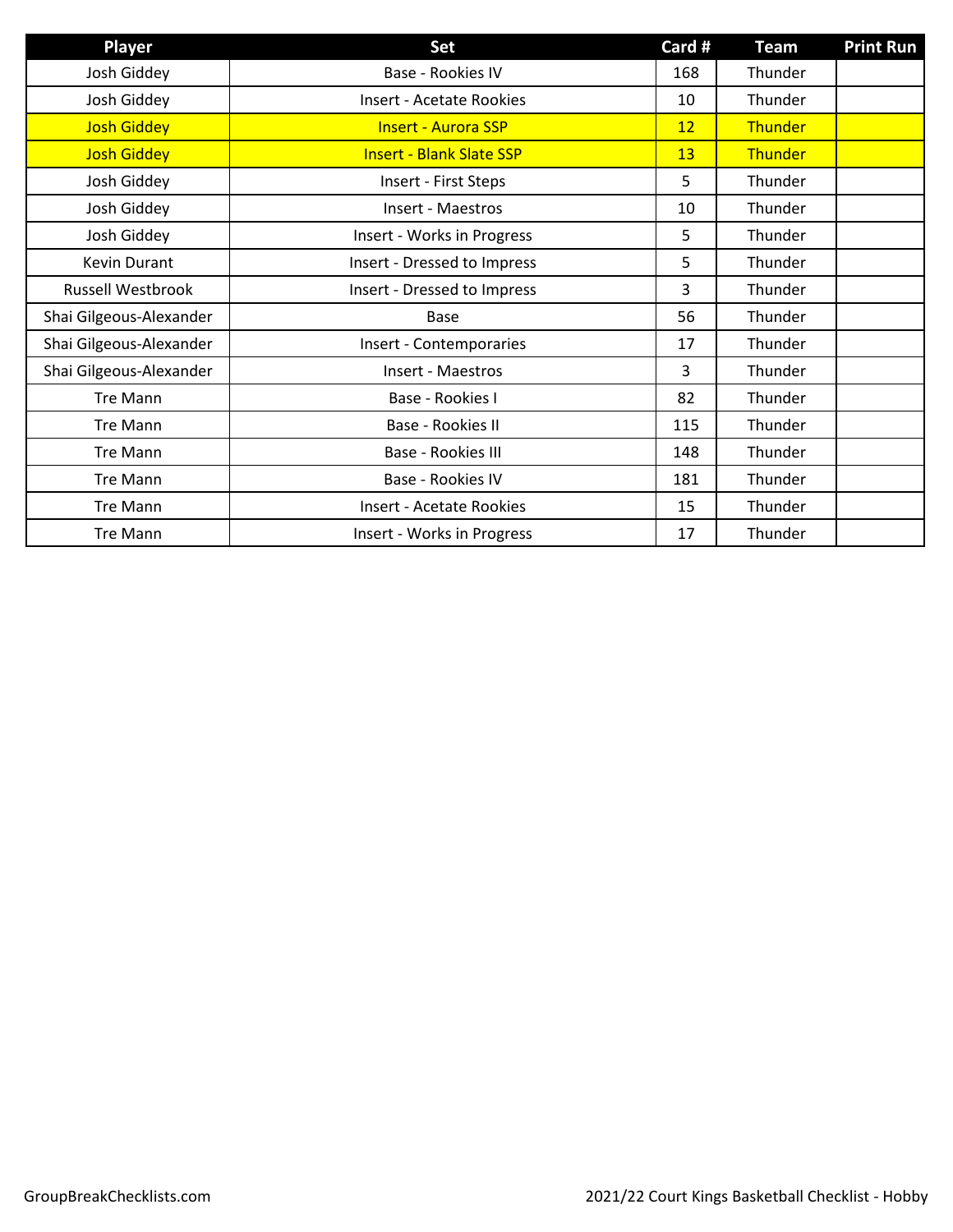| Player | Set | Card # | Team | Print Run |
|---|---|---|---|---|
| Josh Giddey | Base - Rookies IV | 168 | Thunder | |
| Josh Giddey | Insert - Acetate Rookies | 10 | Thunder | |
| Josh Giddey | Insert - Aurora SSP | 12 | Thunder | |
| Josh Giddey | Insert - Blank Slate SSP | 13 | Thunder | |
| Josh Giddey | Insert - First Steps | 5 | Thunder | |
| Josh Giddey | Insert - Maestros | 10 | Thunder | |
| Josh Giddey | Insert - Works in Progress | 5 | Thunder | |
| Kevin Durant | Insert - Dressed to Impress | 5 | Thunder | |
| Russell Westbrook | Insert - Dressed to Impress | 3 | Thunder | |
| Shai Gilgeous-Alexander | Base | 56 | Thunder | |
| Shai Gilgeous-Alexander | Insert - Contemporaries | 17 | Thunder | |
| Shai Gilgeous-Alexander | Insert - Maestros | 3 | Thunder | |
| Tre Mann | Base - Rookies I | 82 | Thunder | |
| Tre Mann | Base - Rookies II | 115 | Thunder | |
| Tre Mann | Base - Rookies III | 148 | Thunder | |
| Tre Mann | Base - Rookies IV | 181 | Thunder | |
| Tre Mann | Insert - Acetate Rookies | 15 | Thunder | |
| Tre Mann | Insert - Works in Progress | 17 | Thunder | |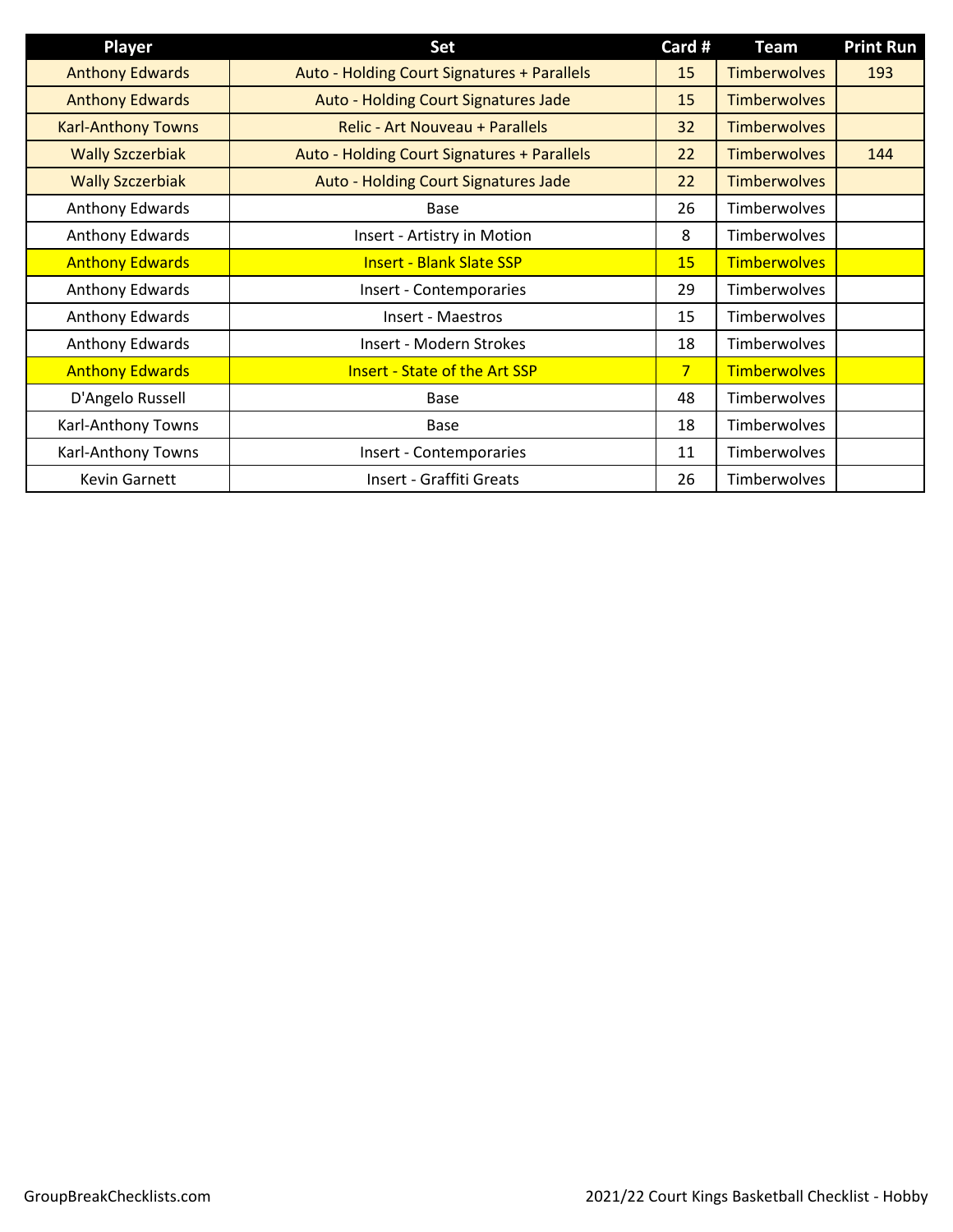| Player | Set | Card # | Team | Print Run |
| --- | --- | --- | --- | --- |
| Anthony Edwards | Auto - Holding Court Signatures + Parallels | 15 | Timberwolves | 193 |
| Anthony Edwards | Auto - Holding Court Signatures Jade | 15 | Timberwolves | |
| Karl-Anthony Towns | Relic - Art Nouveau + Parallels | 32 | Timberwolves | |
| Wally Szczerbiak | Auto - Holding Court Signatures + Parallels | 22 | Timberwolves | 144 |
| Wally Szczerbiak | Auto - Holding Court Signatures Jade | 22 | Timberwolves | |
| Anthony Edwards | Base | 26 | Timberwolves | |
| Anthony Edwards | Insert - Artistry in Motion | 8 | Timberwolves | |
| Anthony Edwards | Insert - Blank Slate SSP | 15 | Timberwolves | |
| Anthony Edwards | Insert - Contemporaries | 29 | Timberwolves | |
| Anthony Edwards | Insert - Maestros | 15 | Timberwolves | |
| Anthony Edwards | Insert - Modern Strokes | 18 | Timberwolves | |
| Anthony Edwards | Insert - State of the Art SSP | 7 | Timberwolves | |
| D'Angelo Russell | Base | 48 | Timberwolves | |
| Karl-Anthony Towns | Base | 18 | Timberwolves | |
| Karl-Anthony Towns | Insert - Contemporaries | 11 | Timberwolves | |
| Kevin Garnett | Insert - Graffiti Greats | 26 | Timberwolves | |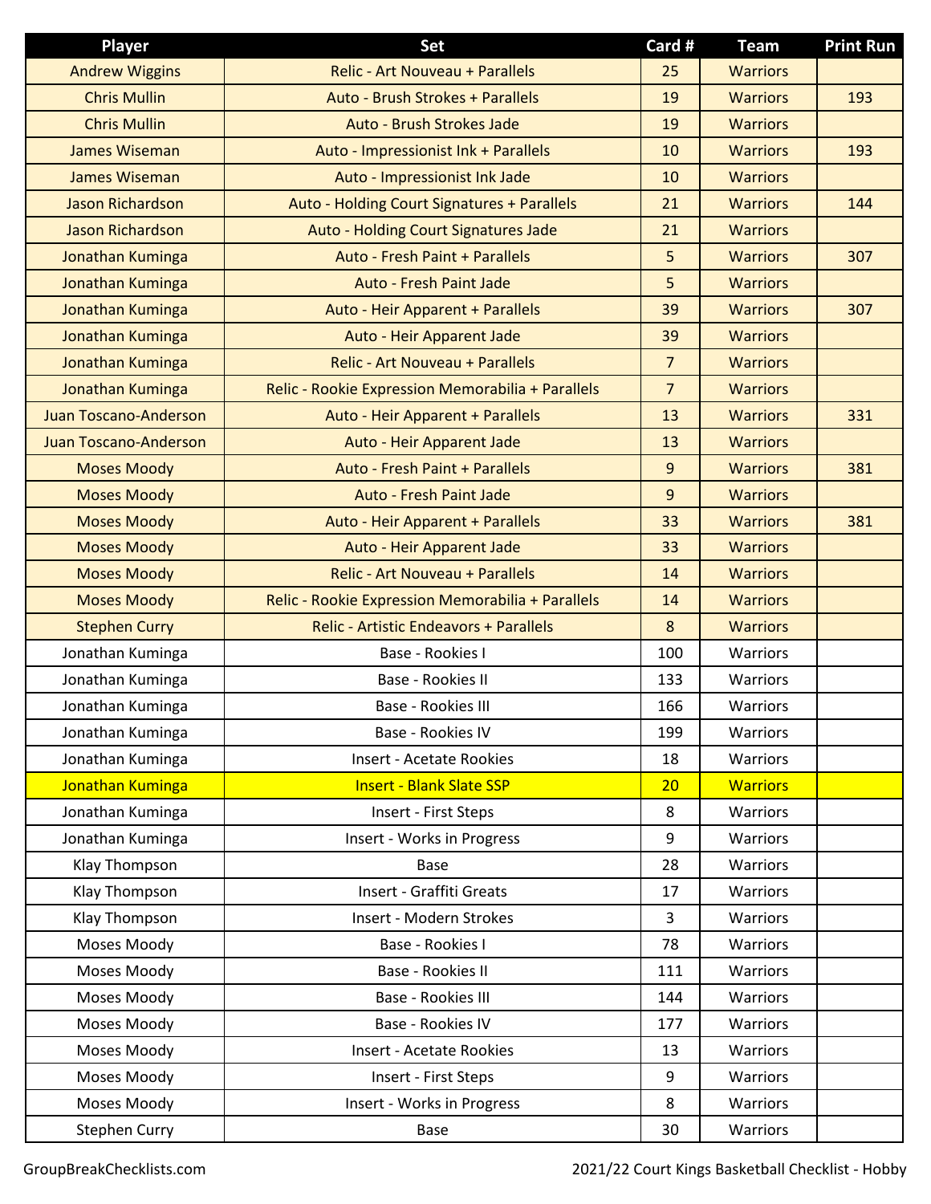| Player | Set | Card # | Team | Print Run |
|---|---|---|---|---|
| Andrew Wiggins | Relic - Art Nouveau + Parallels | 25 | Warriors | |
| Chris Mullin | Auto - Brush Strokes + Parallels | 19 | Warriors | 193 |
| Chris Mullin | Auto - Brush Strokes Jade | 19 | Warriors | |
| James Wiseman | Auto - Impressionist Ink + Parallels | 10 | Warriors | 193 |
| James Wiseman | Auto - Impressionist Ink Jade | 10 | Warriors | |
| Jason Richardson | Auto - Holding Court Signatures + Parallels | 21 | Warriors | 144 |
| Jason Richardson | Auto - Holding Court Signatures Jade | 21 | Warriors | |
| Jonathan Kuminga | Auto - Fresh Paint + Parallels | 5 | Warriors | 307 |
| Jonathan Kuminga | Auto - Fresh Paint Jade | 5 | Warriors | |
| Jonathan Kuminga | Auto - Heir Apparent + Parallels | 39 | Warriors | 307 |
| Jonathan Kuminga | Auto - Heir Apparent Jade | 39 | Warriors | |
| Jonathan Kuminga | Relic - Art Nouveau + Parallels | 7 | Warriors | |
| Jonathan Kuminga | Relic - Rookie Expression Memorabilia + Parallels | 7 | Warriors | |
| Juan Toscano-Anderson | Auto - Heir Apparent + Parallels | 13 | Warriors | 331 |
| Juan Toscano-Anderson | Auto - Heir Apparent Jade | 13 | Warriors | |
| Moses Moody | Auto - Fresh Paint + Parallels | 9 | Warriors | 381 |
| Moses Moody | Auto - Fresh Paint Jade | 9 | Warriors | |
| Moses Moody | Auto - Heir Apparent + Parallels | 33 | Warriors | 381 |
| Moses Moody | Auto - Heir Apparent Jade | 33 | Warriors | |
| Moses Moody | Relic - Art Nouveau + Parallels | 14 | Warriors | |
| Moses Moody | Relic - Rookie Expression Memorabilia + Parallels | 14 | Warriors | |
| Stephen Curry | Relic - Artistic Endeavors + Parallels | 8 | Warriors | |
| Jonathan Kuminga | Base - Rookies I | 100 | Warriors | |
| Jonathan Kuminga | Base - Rookies II | 133 | Warriors | |
| Jonathan Kuminga | Base - Rookies III | 166 | Warriors | |
| Jonathan Kuminga | Base - Rookies IV | 199 | Warriors | |
| Jonathan Kuminga | Insert - Acetate Rookies | 18 | Warriors | |
| Jonathan Kuminga | Insert - Blank Slate SSP | 20 | Warriors | |
| Jonathan Kuminga | Insert - First Steps | 8 | Warriors | |
| Jonathan Kuminga | Insert - Works in Progress | 9 | Warriors | |
| Klay Thompson | Base | 28 | Warriors | |
| Klay Thompson | Insert - Graffiti Greats | 17 | Warriors | |
| Klay Thompson | Insert - Modern Strokes | 3 | Warriors | |
| Moses Moody | Base - Rookies I | 78 | Warriors | |
| Moses Moody | Base - Rookies II | 111 | Warriors | |
| Moses Moody | Base - Rookies III | 144 | Warriors | |
| Moses Moody | Base - Rookies IV | 177 | Warriors | |
| Moses Moody | Insert - Acetate Rookies | 13 | Warriors | |
| Moses Moody | Insert - First Steps | 9 | Warriors | |
| Moses Moody | Insert - Works in Progress | 8 | Warriors | |
| Stephen Curry | Base | 30 | Warriors | |

GroupBreakChecklists.com

2021/22 Court Kings Basketball Checklist - Hobby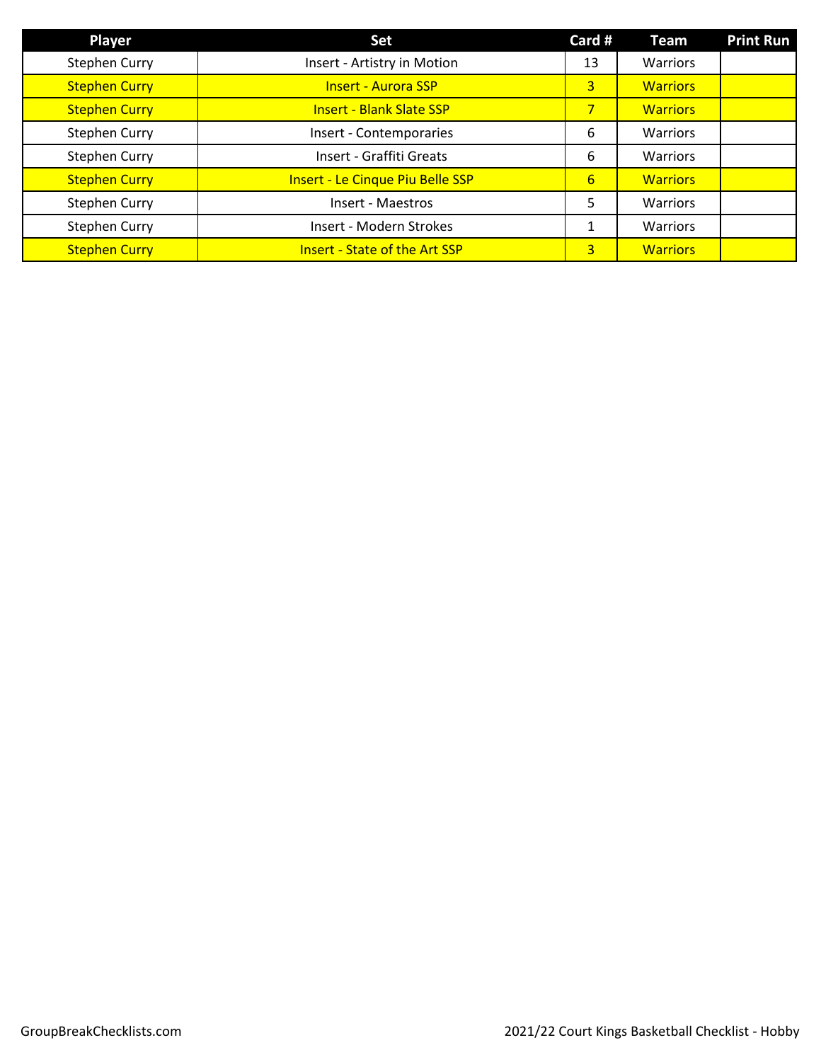| Player | Set | Card # | Team | Print Run |
|---|---|---|---|---|
| Stephen Curry | Insert - Artistry in Motion | 13 | Warriors | |
| Stephen Curry | Insert - Aurora SSP | 3 | Warriors | |
| Stephen Curry | Insert - Blank Slate SSP | 7 | Warriors | |
| Stephen Curry | Insert - Contemporaries | 6 | Warriors | |
| Stephen Curry | Insert - Graffiti Greats | 6 | Warriors | |
| Stephen Curry | Insert - Le Cinque Piu Belle SSP | 6 | Warriors | |
| Stephen Curry | Insert - Maestros | 5 | Warriors | |
| Stephen Curry | Insert - Modern Strokes | 1 | Warriors | |
| Stephen Curry | Insert - State of the Art SSP | 3 | Warriors | |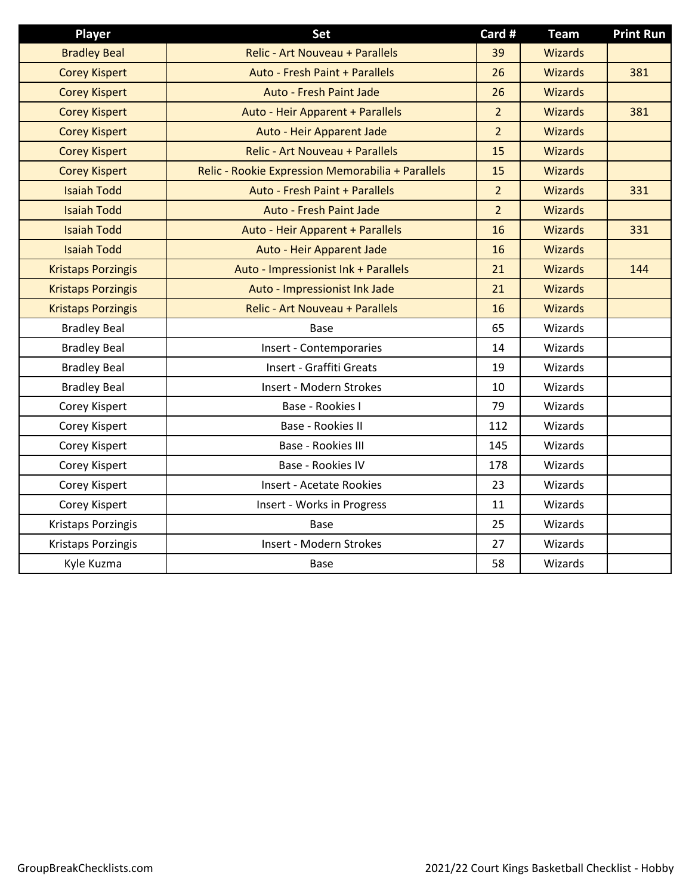| Player | Set | Card # | Team | Print Run |
|---|---|---|---|---|
| Bradley Beal | Relic - Art Nouveau + Parallels | 39 | Wizards | |
| Corey Kispert | Auto - Fresh Paint + Parallels | 26 | Wizards | 381 |
| Corey Kispert | Auto - Fresh Paint Jade | 26 | Wizards | |
| Corey Kispert | Auto - Heir Apparent + Parallels | 2 | Wizards | 381 |
| Corey Kispert | Auto - Heir Apparent Jade | 2 | Wizards | |
| Corey Kispert | Relic - Art Nouveau + Parallels | 15 | Wizards | |
| Corey Kispert | Relic - Rookie Expression Memorabilia + Parallels | 15 | Wizards | |
| Isaiah Todd | Auto - Fresh Paint + Parallels | 2 | Wizards | 331 |
| Isaiah Todd | Auto - Fresh Paint Jade | 2 | Wizards | |
| Isaiah Todd | Auto - Heir Apparent + Parallels | 16 | Wizards | 331 |
| Isaiah Todd | Auto - Heir Apparent Jade | 16 | Wizards | |
| Kristaps Porzingis | Auto - Impressionist Ink + Parallels | 21 | Wizards | 144 |
| Kristaps Porzingis | Auto - Impressionist Ink Jade | 21 | Wizards | |
| Kristaps Porzingis | Relic - Art Nouveau + Parallels | 16 | Wizards | |
| Bradley Beal | Base | 65 | Wizards | |
| Bradley Beal | Insert - Contemporaries | 14 | Wizards | |
| Bradley Beal | Insert - Graffiti Greats | 19 | Wizards | |
| Bradley Beal | Insert - Modern Strokes | 10 | Wizards | |
| Corey Kispert | Base - Rookies I | 79 | Wizards | |
| Corey Kispert | Base - Rookies II | 112 | Wizards | |
| Corey Kispert | Base - Rookies III | 145 | Wizards | |
| Corey Kispert | Base - Rookies IV | 178 | Wizards | |
| Corey Kispert | Insert - Acetate Rookies | 23 | Wizards | |
| Corey Kispert | Insert - Works in Progress | 11 | Wizards | |
| Kristaps Porzingis | Base | 25 | Wizards | |
| Kristaps Porzingis | Insert - Modern Strokes | 27 | Wizards | |
| Kyle Kuzma | Base | 58 | Wizards | |